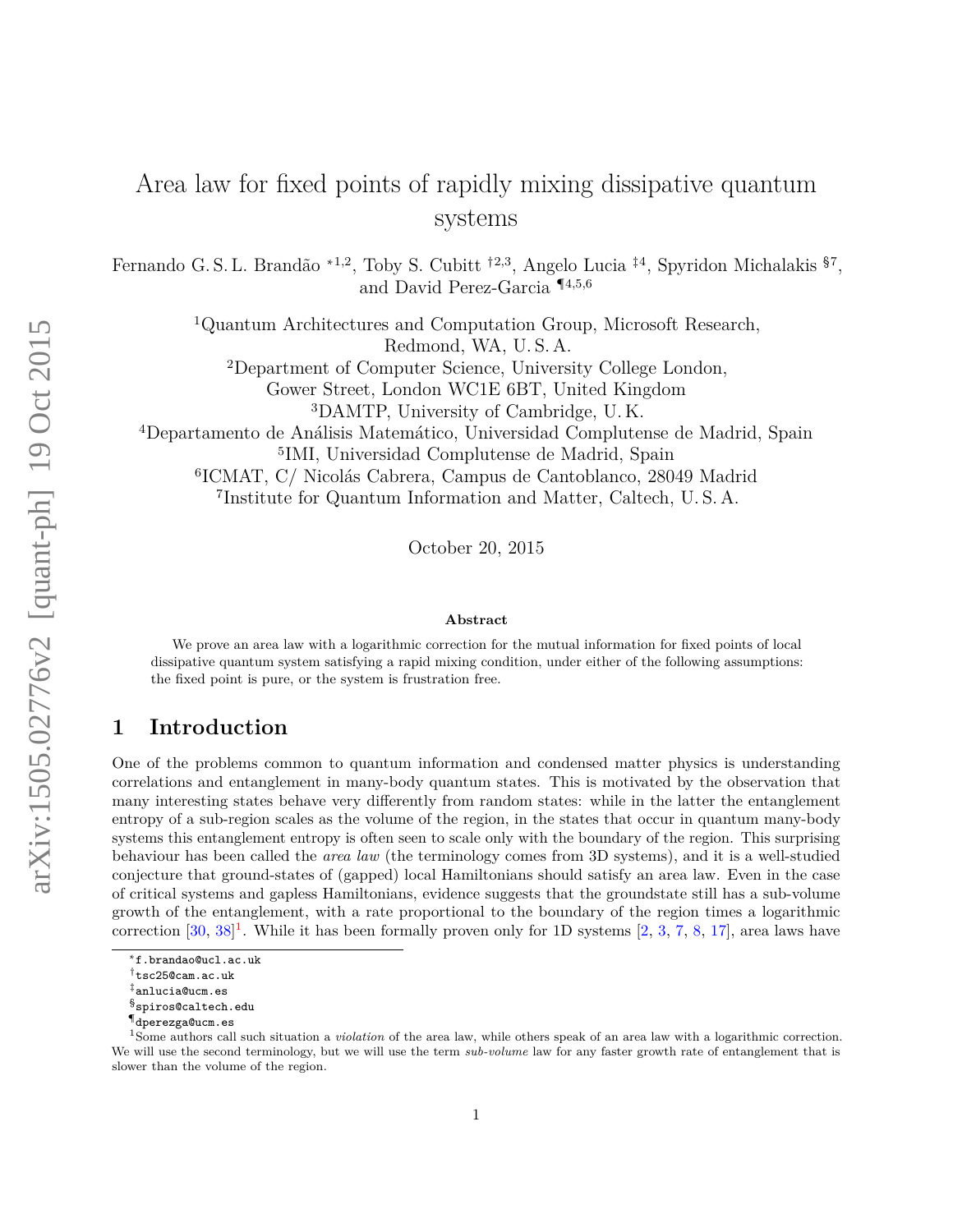# Area law for fixed points of rapidly mixing dissipative quantum systems

Fernando G. S. L. Brandão *[1,2], Toby S. Cubitt †[2,3], Angelo Lucia ‡[4], Spyridon Michalakis §[7], and David Perez-Garcia ¶[4,5,6]

[1]Quantum Architectures and Computation Group, Microsoft Research, Redmond, WA, U. S. A.
[2]Department of Computer Science, University College London, Gower Street, London WC1E 6BT, United Kingdom
[3]DAMTP, University of Cambridge, U. K.
[4]Departamento de Análisis Matemático, Universidad Complutense de Madrid, Spain
[5]IMI, Universidad Complutense de Madrid, Spain
[6]ICMAT, C/ Nicolás Cabrera, Campus de Cantoblanco, 28049 Madrid
[7]Institute for Quantum Information and Matter, Caltech, U. S. A.

October 20, 2015

**Abstract**

We prove an area law with a logarithmic correction for the mutual information for fixed points of local dissipative quantum system satisfying a rapid mixing condition, under either of the following assumptions: the fixed point is pure, or the system is frustration free.

## 1 Introduction

One of the problems common to quantum information and condensed matter physics is understanding correlations and entanglement in many-body quantum states. This is motivated by the observation that many interesting states behave very differently from random states: while in the latter the entanglement entropy of a sub-region scales as the volume of the region, in the states that occur in quantum many-body systems this entanglement entropy is often seen to scale only with the boundary of the region. This surprising behaviour has been called the *area law* (the terminology comes from 3D systems), and it is a well-studied conjecture that ground-states of (gapped) local Hamiltonians should satisfy an area law. Even in the case of critical systems and gapless Hamiltonians, evidence suggests that the groundstate still has a sub-volume growth of the entanglement, with a rate proportional to the boundary of the region times a logarithmic correction [30, 38][1]. While it has been formally proven only for 1D systems [2, 3, 7, 8, 17], area laws have

---

*f.brandao@ucl.ac.uk
†tsc25@cam.ac.uk
‡anlucia@ucm.es
§spiros@caltech.edu
¶dperezga@ucm.es
[1]Some authors call such situation a *violation* of the area law, while others speak of an area law with a logarithmic correction. We will use the second terminology, but we will use the term *sub-volume* law for any faster growth rate of entanglement that is slower than the volume of the region.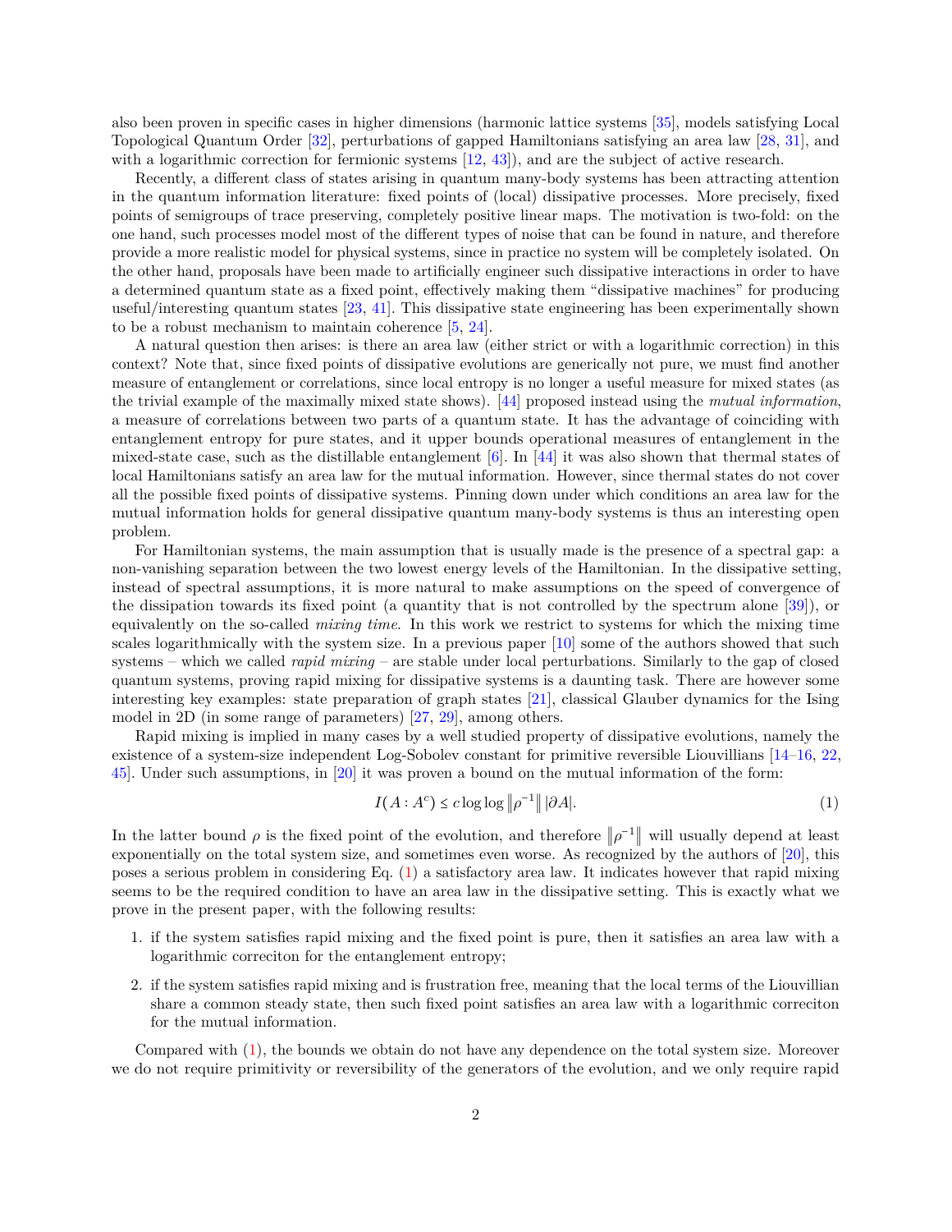also been proven in specific cases in higher dimensions (harmonic lattice systems [35], models satisfying Local Topological Quantum Order [32], perturbations of gapped Hamiltonians satisfying an area law [28, 31], and with a logarithmic correction for fermionic systems [12, 43]), and are the subject of active research.

Recently, a different class of states arising in quantum many-body systems has been attracting attention in the quantum information literature: fixed points of (local) dissipative processes. More precisely, fixed points of semigroups of trace preserving, completely positive linear maps. The motivation is two-fold: on the one hand, such processes model most of the different types of noise that can be found in nature, and therefore provide a more realistic model for physical systems, since in practice no system will be completely isolated. On the other hand, proposals have been made to artificially engineer such dissipative interactions in order to have a determined quantum state as a fixed point, effectively making them "dissipative machines" for producing useful/interesting quantum states [23, 41]. This dissipative state engineering has been experimentally shown to be a robust mechanism to maintain coherence [5, 24].

A natural question then arises: is there an area law (either strict or with a logarithmic correction) in this context? Note that, since fixed points of dissipative evolutions are generically not pure, we must find another measure of entanglement or correlations, since local entropy is no longer a useful measure for mixed states (as the trivial example of the maximally mixed state shows). [44] proposed instead using the *mutual information*, a measure of correlations between two parts of a quantum state. It has the advantage of coinciding with entanglement entropy for pure states, and it upper bounds operational measures of entanglement in the mixed-state case, such as the distillable entanglement [6]. In [44] it was also shown that thermal states of local Hamiltonians satisfy an area law for the mutual information. However, since thermal states do not cover all the possible fixed points of dissipative systems. Pinning down under which conditions an area law for the mutual information holds for general dissipative quantum many-body systems is thus an interesting open problem.

For Hamiltonian systems, the main assumption that is usually made is the presence of a spectral gap: a non-vanishing separation between the two lowest energy levels of the Hamiltonian. In the dissipative setting, instead of spectral assumptions, it is more natural to make assumptions on the speed of convergence of the dissipation towards its fixed point (a quantity that is not controlled by the spectrum alone [39]), or equivalently on the so-called *mixing time*. In this work we restrict to systems for which the mixing time scales logarithmically with the system size. In a previous paper [10] some of the authors showed that such systems – which we called *rapid mixing* – are stable under local perturbations. Similarly to the gap of closed quantum systems, proving rapid mixing for dissipative systems is a daunting task. There are however some interesting key examples: state preparation of graph states [21], classical Glauber dynamics for the Ising model in 2D (in some range of parameters) [27, 29], among others.

Rapid mixing is implied in many cases by a well studied property of dissipative evolutions, namely the existence of a system-size independent Log-Sobolev constant for primitive reversible Liouvillians [14–16, 22, 45]. Under such assumptions, in [20] it was proven a bound on the mutual information of the form:

$$I(A:A^c) \leq c \log\log \left\|\rho^{-1}\right\| |\partial A|. \tag{1}$$

In the latter bound $\rho$ is the fixed point of the evolution, and therefore $\left\|\rho^{-1}\right\|$ will usually depend at least exponentially on the total system size, and sometimes even worse. As recognized by the authors of [20], this poses a serious problem in considering Eq. (1) a satisfactory area law. It indicates however that rapid mixing seems to be the required condition to have an area law in the dissipative setting. This is exactly what we prove in the present paper, with the following results:

1. if the system satisfies rapid mixing and the fixed point is pure, then it satisfies an area law with a logarithmic correciton for the entanglement entropy;
2. if the system satisfies rapid mixing and is frustration free, meaning that the local terms of the Liouvillian share a common steady state, then such fixed point satisfies an area law with a logarithmic correciton for the mutual information.

Compared with (1), the bounds we obtain do not have any dependence on the total system size. Moreover we do not require primitivity or reversibility of the generators of the evolution, and we only require rapid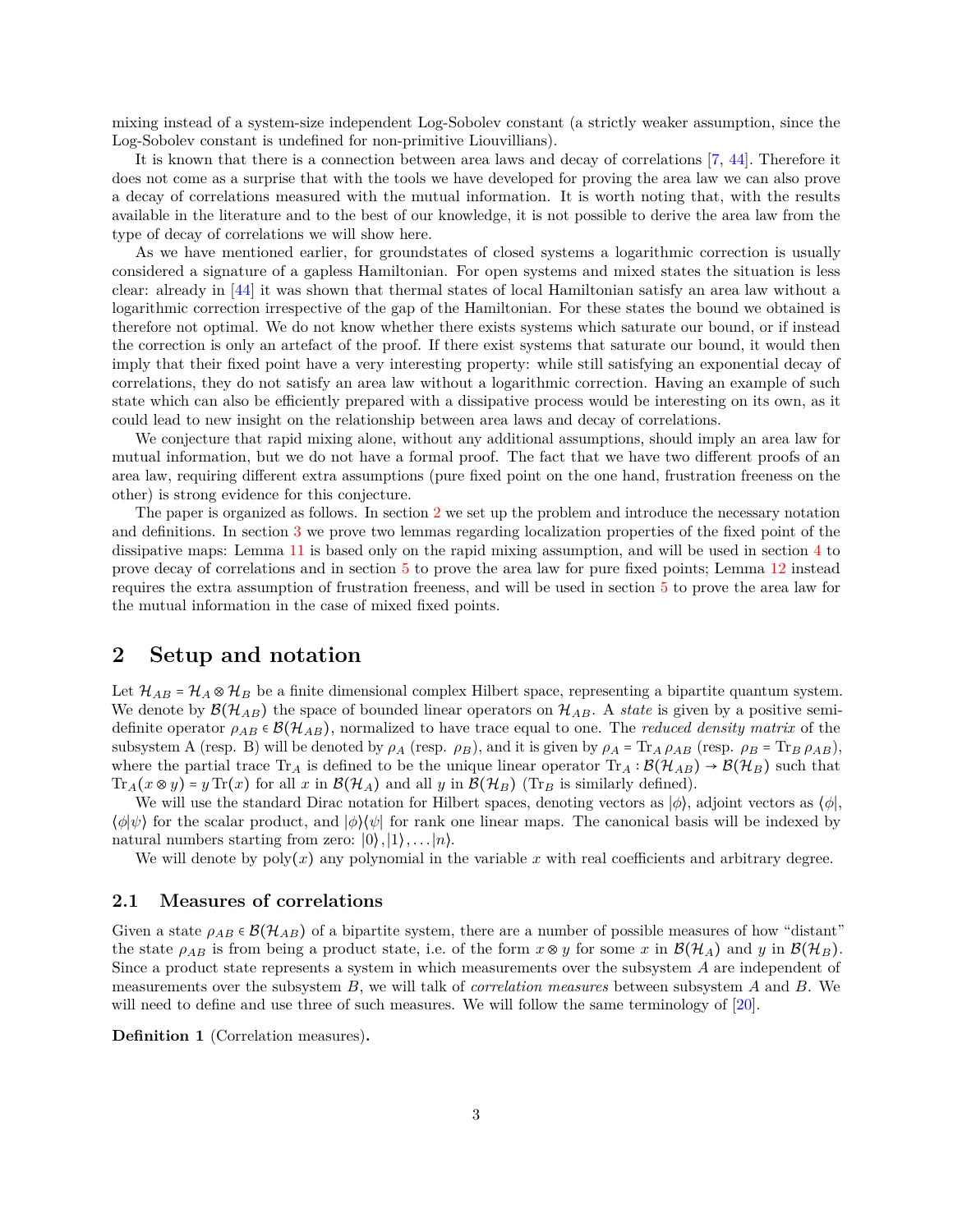mixing instead of a system-size independent Log-Sobolev constant (a strictly weaker assumption, since the Log-Sobolev constant is undefined for non-primitive Liouvillians).

It is known that there is a connection between area laws and decay of correlations [7, 44]. Therefore it does not come as a surprise that with the tools we have developed for proving the area law we can also prove a decay of correlations measured with the mutual information. It is worth noting that, with the results available in the literature and to the best of our knowledge, it is not possible to derive the area law from the type of decay of correlations we will show here.

As we have mentioned earlier, for groundstates of closed systems a logarithmic correction is usually considered a signature of a gapless Hamiltonian. For open systems and mixed states the situation is less clear: already in [44] it was shown that thermal states of local Hamiltonian satisfy an area law without a logarithmic correction irrespective of the gap of the Hamiltonian. For these states the bound we obtained is therefore not optimal. We do not know whether there exists systems which saturate our bound, or if instead the correction is only an artefact of the proof. If there exist systems that saturate our bound, it would then imply that their fixed point have a very interesting property: while still satisfying an exponential decay of correlations, they do not satisfy an area law without a logarithmic correction. Having an example of such state which can also be efficiently prepared with a dissipative process would be interesting on its own, as it could lead to new insight on the relationship between area laws and decay of correlations.

We conjecture that rapid mixing alone, without any additional assumptions, should imply an area law for mutual information, but we do not have a formal proof. The fact that we have two different proofs of an area law, requiring different extra assumptions (pure fixed point on the one hand, frustration freeness on the other) is strong evidence for this conjecture.

The paper is organized as follows. In section 2 we set up the problem and introduce the necessary notation and definitions. In section 3 we prove two lemmas regarding localization properties of the fixed point of the dissipative maps: Lemma 11 is based only on the rapid mixing assumption, and will be used in section 4 to prove decay of correlations and in section 5 to prove the area law for pure fixed points; Lemma 12 instead requires the extra assumption of frustration freeness, and will be used in section 5 to prove the area law for the mutual information in the case of mixed fixed points.

## 2 Setup and notation

Let $\mathcal{H}_{AB} = \mathcal{H}_A \otimes \mathcal{H}_B$ be a finite dimensional complex Hilbert space, representing a bipartite quantum system. We denote by $\mathcal{B}(\mathcal{H}_{AB})$ the space of bounded linear operators on $\mathcal{H}_{AB}$. A *state* is given by a positive semi-definite operator $\rho_{AB} \in \mathcal{B}(\mathcal{H}_{AB})$, normalized to have trace equal to one. The *reduced density matrix* of the subsystem A (resp. B) will be denoted by $\rho_A$ (resp. $\rho_B$), and it is given by $\rho_A = \operatorname{Tr}_A \rho_{AB}$ (resp. $\rho_B = \operatorname{Tr}_B \rho_{AB}$), where the partial trace $\operatorname{Tr}_A$ is defined to be the unique linear operator $\operatorname{Tr}_A : \mathcal{B}(\mathcal{H}_{AB}) \to \mathcal{B}(\mathcal{H}_B)$ such that $\operatorname{Tr}_A(x \otimes y) = y \operatorname{Tr}(x)$ for all $x$ in $\mathcal{B}(\mathcal{H}_A)$ and all $y$ in $\mathcal{B}(\mathcal{H}_B)$ ($\operatorname{Tr}_B$ is similarly defined).

We will use the standard Dirac notation for Hilbert spaces, denoting vectors as $|\phi\rangle$, adjoint vectors as $\langle\phi|$, $\langle\phi|\psi\rangle$ for the scalar product, and $|\phi\rangle\langle\psi|$ for rank one linear maps. The canonical basis will be indexed by natural numbers starting from zero: $|0\rangle, |1\rangle, \dots |n\rangle$.

We will denote by $\operatorname{poly}(x)$ any polynomial in the variable $x$ with real coefficients and arbitrary degree.

### 2.1 Measures of correlations

Given a state $\rho_{AB} \in \mathcal{B}(\mathcal{H}_{AB})$ of a bipartite system, there are a number of possible measures of how "distant" the state $\rho_{AB}$ is from being a product state, i.e. of the form $x \otimes y$ for some $x$ in $\mathcal{B}(\mathcal{H}_A)$ and $y$ in $\mathcal{B}(\mathcal{H}_B)$. Since a product state represents a system in which measurements over the subsystem $A$ are independent of measurements over the subsystem $B$, we will talk of *correlation measures* between subsystem $A$ and $B$. We will need to define and use three of such measures. We will follow the same terminology of [20].

**Definition 1** (Correlation measures)**.**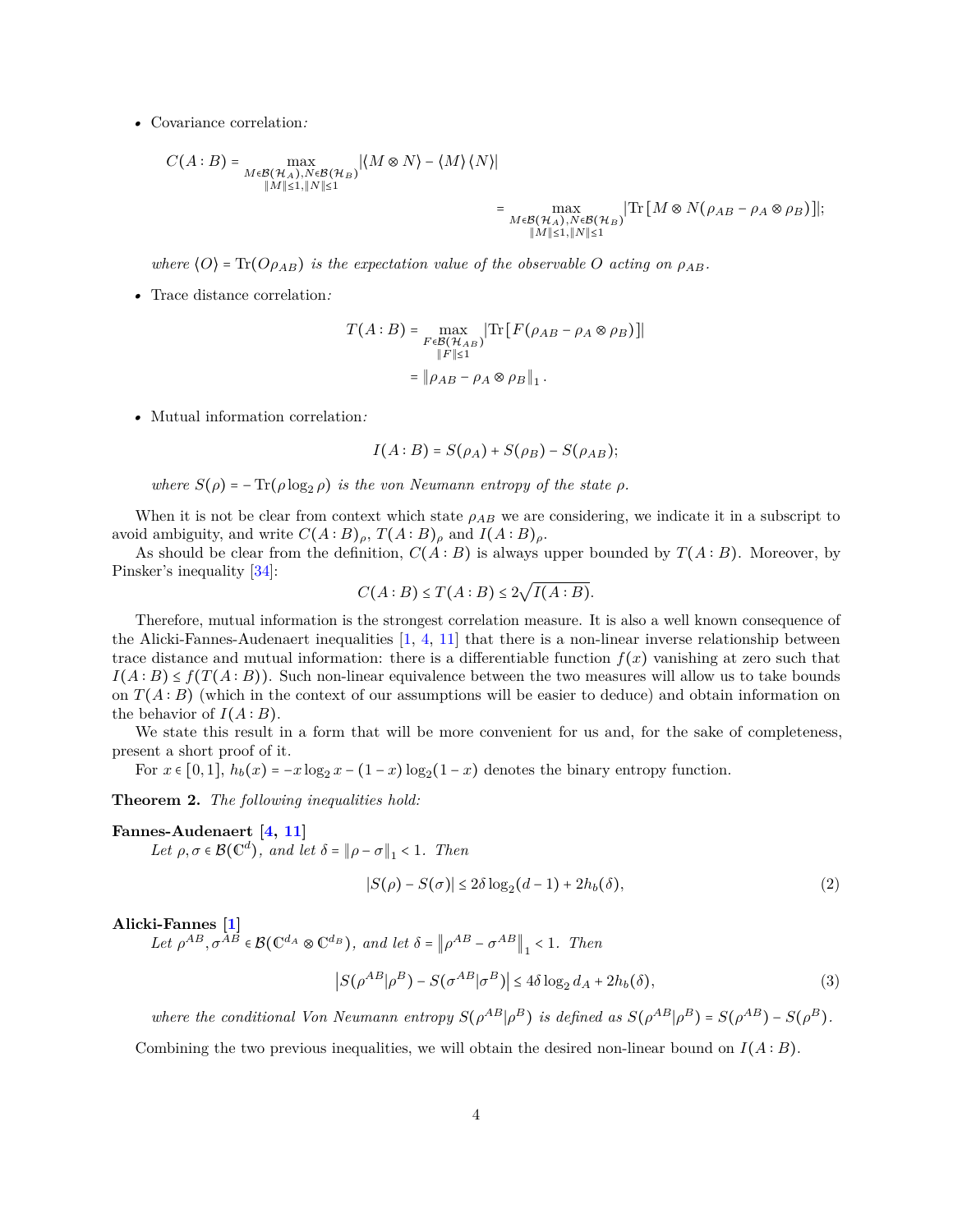- Covariance correlation*:*

$$C(A:B) = \max_{\substack{M\in\mathcal{B}(\mathcal{H}_A), N\in\mathcal{B}(\mathcal{H}_B)\\ \|M\|\le 1, \|N\|\le 1}} |\langle M\otimes N\rangle - \langle M\rangle\langle N\rangle|$$

$$= \max_{\substack{M\in\mathcal{B}(\mathcal{H}_A), N\in\mathcal{B}(\mathcal{H}_B)\\ \|M\|\le 1, \|N\|\le 1}} |\mathrm{Tr}\left[M\otimes N(\rho_{AB} - \rho_A\otimes\rho_B)\right]|;$$

*where* $\langle O\rangle = \mathrm{Tr}(O\rho_{AB})$ *is the expectation value of the observable* $O$ *acting on* $\rho_{AB}$*.*

- Trace distance correlation*:*

$$T(A:B) = \max_{\substack{F\in\mathcal{B}(\mathcal{H}_{AB})\\ \|F\|\le 1}} |\mathrm{Tr}\left[F(\rho_{AB} - \rho_A\otimes\rho_B)\right]|$$

$$= \|\rho_{AB} - \rho_A\otimes\rho_B\|_1.$$

- Mutual information correlation*:*

$$I(A:B) = S(\rho_A) + S(\rho_B) - S(\rho_{AB});$$

*where* $S(\rho) = -\mathrm{Tr}(\rho\log_2\rho)$ *is the von Neumann entropy of the state* $\rho$*.*

When it is not be clear from context which state $\rho_{AB}$ we are considering, we indicate it in a subscript to avoid ambiguity, and write $C(A:B)_\rho$, $T(A:B)_\rho$ and $I(A:B)_\rho$.

As should be clear from the definition, $C(A:B)$ is always upper bounded by $T(A:B)$. Moreover, by Pinsker's inequality [34]:

$$C(A:B) \le T(A:B) \le 2\sqrt{I(A:B)}.$$

Therefore, mutual information is the strongest correlation measure. It is also a well known consequence of the Alicki-Fannes-Audenaert inequalities [1, 4, 11] that there is a non-linear inverse relationship between trace distance and mutual information: there is a differentiable function $f(x)$ vanishing at zero such that $I(A:B) \le f(T(A:B))$. Such non-linear equivalence between the two measures will allow us to take bounds on $T(A:B)$ (which in the context of our assumptions will be easier to deduce) and obtain information on the behavior of $I(A:B)$.

We state this result in a form that will be more convenient for us and, for the sake of completeness, present a short proof of it.

For $x\in[0,1]$, $h_b(x) = -x\log_2 x - (1-x)\log_2(1-x)$ denotes the binary entropy function.

**Theorem 2.** *The following inequalities hold:*

**Fannes-Audenaert [4, 11]**

*Let* $\rho,\sigma\in\mathcal{B}(\mathbb{C}^d)$*, and let* $\delta = \|\rho-\sigma\|_1 < 1$*. Then*

$$|S(\rho) - S(\sigma)| \le 2\delta\log_2(d-1) + 2h_b(\delta), \tag{2}$$

**Alicki-Fannes [1]**

*Let* $\rho^{AB},\sigma^{AB}\in\mathcal{B}(\mathbb{C}^{d_A}\otimes\mathbb{C}^{d_B})$*, and let* $\delta = \left\|\rho^{AB}-\sigma^{AB}\right\|_1 < 1$*. Then*

$$\left|S(\rho^{AB}|\rho^B) - S(\sigma^{AB}|\sigma^B)\right| \le 4\delta\log_2 d_A + 2h_b(\delta), \tag{3}$$

*where the conditional Von Neumann entropy* $S(\rho^{AB}|\rho^B)$ *is defined as* $S(\rho^{AB}|\rho^B) = S(\rho^{AB}) - S(\rho^B)$*.*

Combining the two previous inequalities, we will obtain the desired non-linear bound on $I(A:B)$.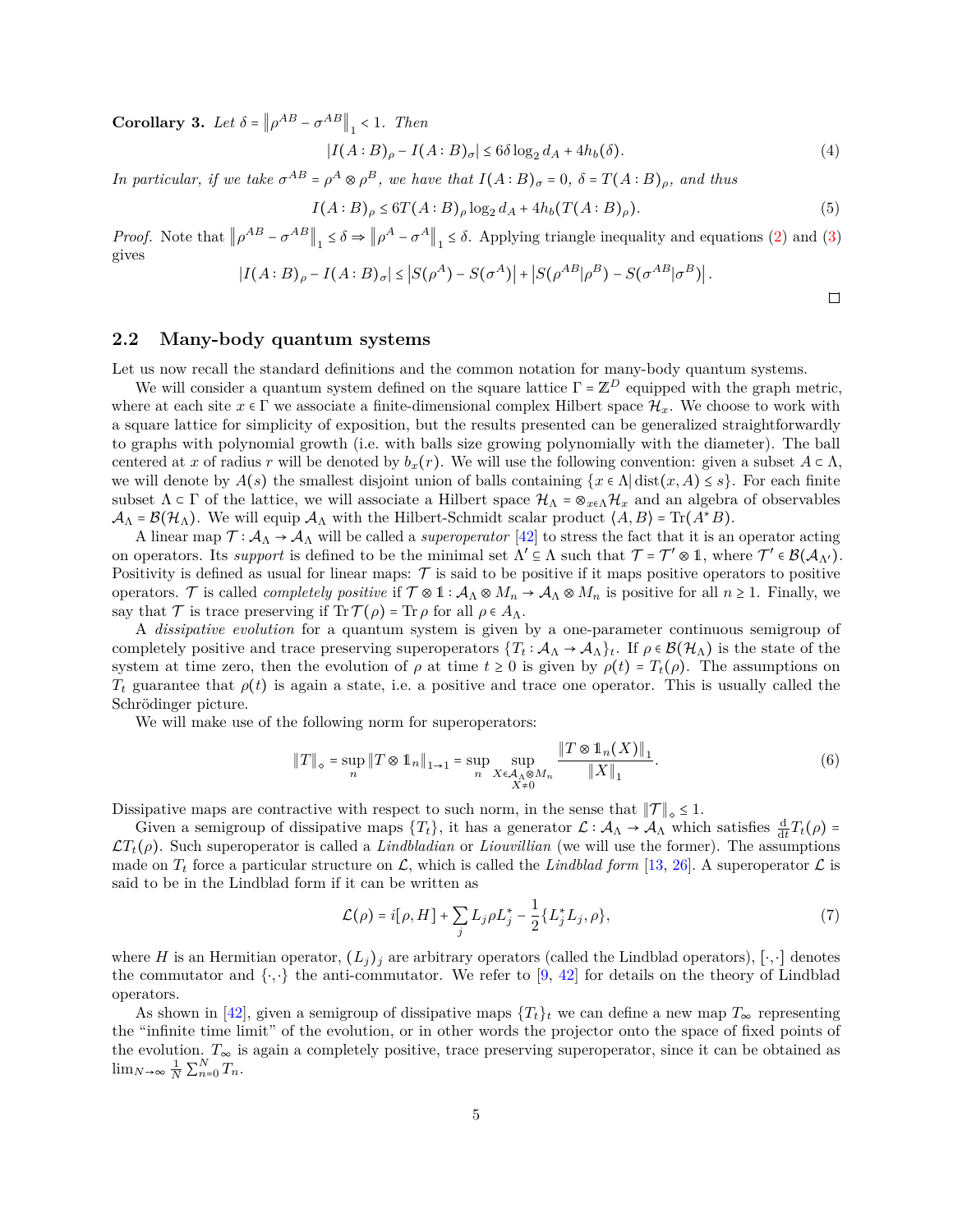**Corollary 3.** *Let $\delta = \left\|\rho^{AB} - \sigma^{AB}\right\|_1 < 1$. Then*

$$|I(A:B)_\rho - I(A:B)_\sigma| \le 6\delta \log_2 d_A + 4h_b(\delta). \tag{4}$$

*In particular, if we take $\sigma^{AB} = \rho^A \otimes \rho^B$, we have that $I(A:B)_\sigma = 0$, $\delta = T(A:B)_\rho$, and thus*

$$I(A:B)_\rho \le 6T(A:B)_\rho \log_2 d_A + 4h_b(T(A:B)_\rho). \tag{5}$$

*Proof.* Note that $\left\|\rho^{AB} - \sigma^{AB}\right\|_1 \le \delta \Rightarrow \left\|\rho^A - \sigma^A\right\|_1 \le \delta$. Applying triangle inequality and equations (2) and (3) gives

$$|I(A:B)_\rho - I(A:B)_\sigma| \le \left|S(\rho^A) - S(\sigma^A)\right| + \left|S(\rho^{AB}|\rho^B) - S(\sigma^{AB}|\sigma^B)\right|.$$

□

## 2.2 Many-body quantum systems

Let us now recall the standard definitions and the common notation for many-body quantum systems.

We will consider a quantum system defined on the square lattice $\Gamma = \mathbb{Z}^D$ equipped with the graph metric, where at each site $x \in \Gamma$ we associate a finite-dimensional complex Hilbert space $\mathcal{H}_x$. We choose to work with a square lattice for simplicity of exposition, but the results presented can be generalized straightforwardly to graphs with polynomial growth (i.e. with balls size growing polynomially with the diameter). The ball centered at $x$ of radius $r$ will be denoted by $b_x(r)$. We will use the following convention: given a subset $A \subset \Lambda$, we will denote by $A(s)$ the smallest disjoint union of balls containing $\{x \in \Lambda | \operatorname{dist}(x, A) \le s\}$. For each finite subset $\Lambda \subset \Gamma$ of the lattice, we will associate a Hilbert space $\mathcal{H}_\Lambda = \otimes_{x\in\Lambda}\mathcal{H}_x$ and an algebra of observables $\mathcal{A}_\Lambda = \mathcal{B}(\mathcal{H}_\Lambda)$. We will equip $\mathcal{A}_\Lambda$ with the Hilbert-Schmidt scalar product $\langle A, B\rangle = \operatorname{Tr}(A^* B)$.

A linear map $\mathcal{T} : \mathcal{A}_\Lambda \to \mathcal{A}_\Lambda$ will be called a *superoperator* [42] to stress the fact that it is an operator acting on operators. Its *support* is defined to be the minimal set $\Lambda' \subseteq \Lambda$ such that $\mathcal{T} = \mathcal{T}' \otimes \mathbb{1}$, where $\mathcal{T}' \in \mathcal{B}(\mathcal{A}_{\Lambda'})$. Positivity is defined as usual for linear maps: $\mathcal{T}$ is said to be positive if it maps positive operators to positive operators. $\mathcal{T}$ is called *completely positive* if $\mathcal{T} \otimes \mathbb{1} : \mathcal{A}_\Lambda \otimes M_n \to \mathcal{A}_\Lambda \otimes M_n$ is positive for all $n \ge 1$. Finally, we say that $\mathcal{T}$ is trace preserving if $\operatorname{Tr}\mathcal{T}(\rho) = \operatorname{Tr}\rho$ for all $\rho \in A_\Lambda$.

A *dissipative evolution* for a quantum system is given by a one-parameter continuous semigroup of completely positive and trace preserving superoperators $\{T_t : \mathcal{A}_\Lambda \to \mathcal{A}_\Lambda\}_t$. If $\rho \in \mathcal{B}(\mathcal{H}_\Lambda)$ is the state of the system at time zero, then the evolution of $\rho$ at time $t \ge 0$ is given by $\rho(t) = T_t(\rho)$. The assumptions on $T_t$ guarantee that $\rho(t)$ is again a state, i.e. a positive and trace one operator. This is usually called the Schrödinger picture.

We will make use of the following norm for superoperators:

$$\|T\|_\diamond = \sup_n \|T \otimes \mathbb{1}_n\|_{1\to 1} = \sup_n \sup_{\substack{X\in\mathcal{A}_\Lambda\otimes M_n \\ X\neq 0}} \frac{\|T \otimes \mathbb{1}_n(X)\|_1}{\|X\|_1}. \tag{6}$$

Dissipative maps are contractive with respect to such norm, in the sense that $\|\mathcal{T}\|_\diamond \le 1$.

Given a semigroup of dissipative maps $\{T_t\}$, it has a generator $\mathcal{L} : \mathcal{A}_\Lambda \to \mathcal{A}_\Lambda$ which satisfies $\frac{\mathrm{d}}{\mathrm{d}t}T_t(\rho) = \mathcal{L}T_t(\rho)$. Such superoperator is called a *Lindbladian* or *Liouvillian* (we will use the former). The assumptions made on $T_t$ force a particular structure on $\mathcal{L}$, which is called the *Lindblad form* [13, 26]. A superoperator $\mathcal{L}$ is said to be in the Lindblad form if it can be written as

$$\mathcal{L}(\rho) = i[\rho, H] + \sum_j L_j \rho L_j^* - \frac{1}{2}\{L_j^* L_j, \rho\}, \tag{7}$$

where $H$ is an Hermitian operator, $(L_j)_j$ are arbitrary operators (called the Lindblad operators), $[\cdot,\cdot]$ denotes the commutator and $\{\cdot,\cdot\}$ the anti-commutator. We refer to [9, 42] for details on the theory of Lindblad operators.

As shown in [42], given a semigroup of dissipative maps $\{T_t\}_t$ we can define a new map $T_\infty$ representing the "infinite time limit" of the evolution, or in other words the projector onto the space of fixed points of the evolution. $T_\infty$ is again a completely positive, trace preserving superoperator, since it can be obtained as $\lim_{N\to\infty} \frac{1}{N}\sum_{n=0}^{N} T_n$.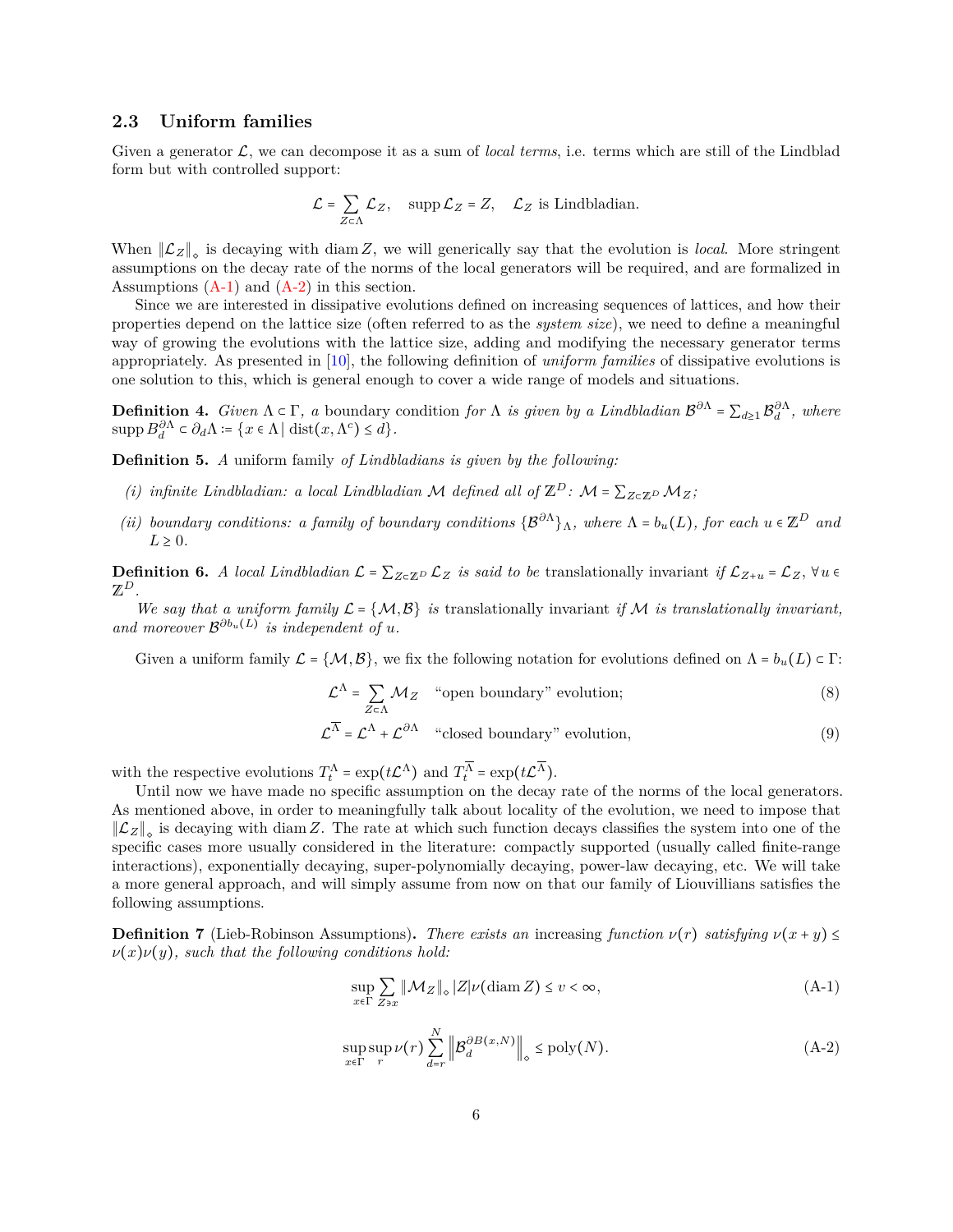### 2.3 Uniform families

Given a generator $\mathcal{L}$, we can decompose it as a sum of *local terms*, i.e. terms which are still of the Lindblad form but with controlled support:

$$\mathcal{L} = \sum_{Z \subset \Lambda} \mathcal{L}_Z, \quad \operatorname{supp} \mathcal{L}_Z = Z, \quad \mathcal{L}_Z \text{ is Lindbladian.}$$

When $\|\mathcal{L}_Z\|_\diamond$ is decaying with $\operatorname{diam} Z$, we will generically say that the evolution is *local*. More stringent assumptions on the decay rate of the norms of the local generators will be required, and are formalized in Assumptions (A-1) and (A-2) in this section.

Since we are interested in dissipative evolutions defined on increasing sequences of lattices, and how their properties depend on the lattice size (often referred to as the *system size*), we need to define a meaningful way of growing the evolutions with the lattice size, adding and modifying the necessary generator terms appropriately. As presented in [10], the following definition of *uniform families* of dissipative evolutions is one solution to this, which is general enough to cover a wide range of models and situations.

**Definition 4.** *Given $\Lambda \subset \Gamma$, a* boundary condition *for $\Lambda$ is given by a Lindbladian $\mathcal{B}^{\partial\Lambda} = \sum_{d\geq 1} \mathcal{B}_d^{\partial\Lambda}$, where $\operatorname{supp} B_d^{\partial\Lambda} \subset \partial_d \Lambda := \{x \in \Lambda \,|\, \operatorname{dist}(x, \Lambda^c) \leq d\}$.*

**Definition 5.** *A* uniform family *of Lindbladians is given by the following:*

*(i) infinite Lindbladian: a local Lindbladian $\mathcal{M}$ defined all of $\mathbb{Z}^D$: $\mathcal{M} = \sum_{Z \subset \mathbb{Z}^D} \mathcal{M}_Z$;*

*(ii) boundary conditions: a family of boundary conditions $\{\mathcal{B}^{\partial\Lambda}\}_\Lambda$, where $\Lambda = b_u(L)$, for each $u \in \mathbb{Z}^D$ and $L \geq 0$.*

**Definition 6.** *A local Lindbladian $\mathcal{L} = \sum_{Z \subset \mathbb{Z}^D} \mathcal{L}_Z$ is said to be* translationally invariant *if $\mathcal{L}_{Z+u} = \mathcal{L}_Z$, $\forall u \in \mathbb{Z}^D$.*

*We say that a uniform family $\mathcal{L} = \{\mathcal{M}, \mathcal{B}\}$ is* translationally invariant *if $\mathcal{M}$ is translationally invariant, and moreover $\mathcal{B}^{\partial b_u(L)}$ is independent of $u$.*

Given a uniform family $\mathcal{L} = \{\mathcal{M}, \mathcal{B}\}$, we fix the following notation for evolutions defined on $\Lambda = b_u(L) \subset \Gamma$:

$$\mathcal{L}^\Lambda = \sum_{Z \subset \Lambda} \mathcal{M}_Z \quad \text{"open boundary" evolution;} \tag{8}$$

$$\mathcal{L}^{\overline{\Lambda}} = \mathcal{L}^\Lambda + \mathcal{L}^{\partial\Lambda} \quad \text{"closed boundary" evolution,} \tag{9}$$

with the respective evolutions $T_t^\Lambda = \exp(t\mathcal{L}^\Lambda)$ and $T_t^{\overline{\Lambda}} = \exp(t\mathcal{L}^{\overline{\Lambda}})$.

Until now we have made no specific assumption on the decay rate of the norms of the local generators. As mentioned above, in order to meaningfully talk about locality of the evolution, we need to impose that $\|\mathcal{L}_Z\|_\diamond$ is decaying with $\operatorname{diam} Z$. The rate at which such function decays classifies the system into one of the specific cases more usually considered in the literature: compactly supported (usually called finite-range interactions), exponentially decaying, super-polynomially decaying, power-law decaying, etc. We will take a more general approach, and will simply assume from now on that our family of Liouvillians satisfies the following assumptions.

**Definition 7** (Lieb-Robinson Assumptions)**.** *There exists an* increasing *function $\nu(r)$ satisfying $\nu(x+y) \leq \nu(x)\nu(y)$, such that the following conditions hold:*

$$\sup_{x\in\Gamma} \sum_{Z \ni x} \|\mathcal{M}_Z\|_\diamond |Z| \nu(\operatorname{diam} Z) \leq v < \infty, \tag{A-1}$$

$$\sup_{x\in\Gamma} \sup_{r} \nu(r) \sum_{d=r}^{N} \left\| \mathcal{B}_d^{\partial B(x,N)} \right\|_\diamond \leq \operatorname{poly}(N). \tag{A-2}$$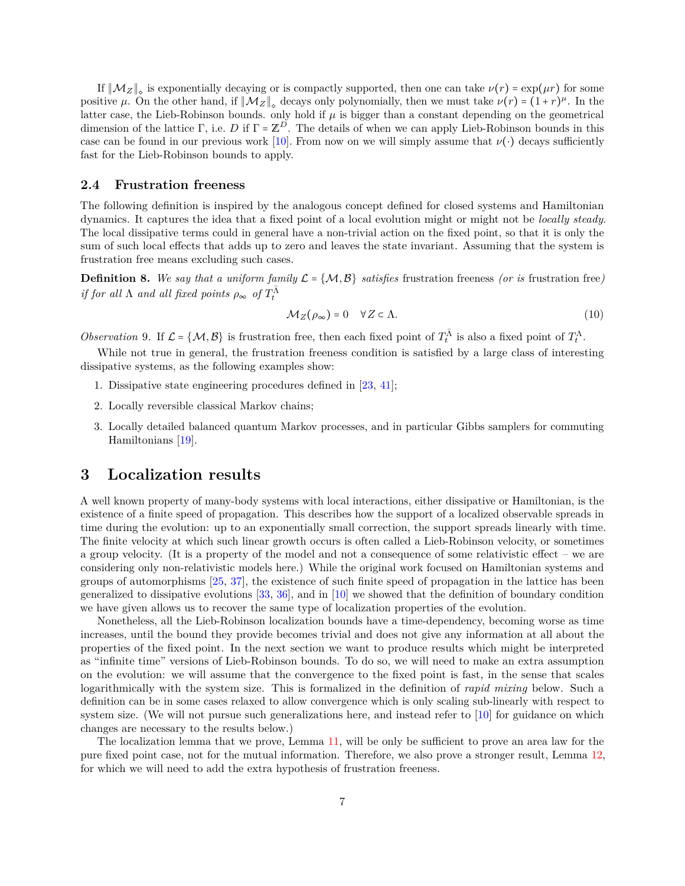If $\|\mathcal{M}_Z\|_\diamond$ is exponentially decaying or is compactly supported, then one can take $\nu(r) = \exp(\mu r)$ for some positive $\mu$. On the other hand, if $\|\mathcal{M}_Z\|_\diamond$ decays only polynomially, then we must take $\nu(r) = (1+r)^\mu$. In the latter case, the Lieb-Robinson bounds. only hold if $\mu$ is bigger than a constant depending on the geometrical dimension of the lattice $\Gamma$, i.e. $D$ if $\Gamma = \mathbb{Z}^D$. The details of when we can apply Lieb-Robinson bounds in this case can be found in our previous work [10]. From now on we will simply assume that $\nu(\cdot)$ decays sufficiently fast for the Lieb-Robinson bounds to apply.

### 2.4 Frustration freeness

The following definition is inspired by the analogous concept defined for closed systems and Hamiltonian dynamics. It captures the idea that a fixed point of a local evolution might or might not be *locally steady*. The local dissipative terms could in general have a non-trivial action on the fixed point, so that it is only the sum of such local effects that adds up to zero and leaves the state invariant. Assuming that the system is frustration free means excluding such cases.

**Definition 8.** *We say that a uniform family $\mathcal{L} = \{\mathcal{M}, \mathcal{B}\}$ satisfies* frustration freeness *(or is* frustration free*) if for all $\Lambda$ and all fixed points $\rho_\infty$ of $T_t^{\bar{\Lambda}}$*

$$\mathcal{M}_Z(\rho_\infty) = 0 \quad \forall Z \subset \Lambda. \tag{10}$$

*Observation* 9. If $\mathcal{L} = \{\mathcal{M}, \mathcal{B}\}$ is frustration free, then each fixed point of $T_t^{\bar{\Lambda}}$ is also a fixed point of $T_t^{\Lambda}$.

While not true in general, the frustration freeness condition is satisfied by a large class of interesting dissipative systems, as the following examples show:

1. Dissipative state engineering procedures defined in [23, 41];
2. Locally reversible classical Markov chains;
3. Locally detailed balanced quantum Markov processes, and in particular Gibbs samplers for commuting Hamiltonians [19].

## 3 Localization results

A well known property of many-body systems with local interactions, either dissipative or Hamiltonian, is the existence of a finite speed of propagation. This describes how the support of a localized observable spreads in time during the evolution: up to an exponentially small correction, the support spreads linearly with time. The finite velocity at which such linear growth occurs is often called a Lieb-Robinson velocity, or sometimes a group velocity. (It is a property of the model and not a consequence of some relativistic effect – we are considering only non-relativistic models here.) While the original work focused on Hamiltonian systems and groups of automorphisms [25, 37], the existence of such finite speed of propagation in the lattice has been generalized to dissipative evolutions [33, 36], and in [10] we showed that the definition of boundary condition we have given allows us to recover the same type of localization properties of the evolution.

Nonetheless, all the Lieb-Robinson localization bounds have a time-dependency, becoming worse as time increases, until the bound they provide becomes trivial and does not give any information at all about the properties of the fixed point. In the next section we want to produce results which might be interpreted as "infinite time" versions of Lieb-Robinson bounds. To do so, we will need to make an extra assumption on the evolution: we will assume that the convergence to the fixed point is fast, in the sense that scales logarithmically with the system size. This is formalized in the definition of *rapid mixing* below. Such a definition can be in some cases relaxed to allow convergence which is only scaling sub-linearly with respect to system size. (We will not pursue such generalizations here, and instead refer to [10] for guidance on which changes are necessary to the results below.)

The localization lemma that we prove, Lemma 11, will be only be sufficient to prove an area law for the pure fixed point case, not for the mutual information. Therefore, we also prove a stronger result, Lemma 12, for which we will need to add the extra hypothesis of frustration freeness.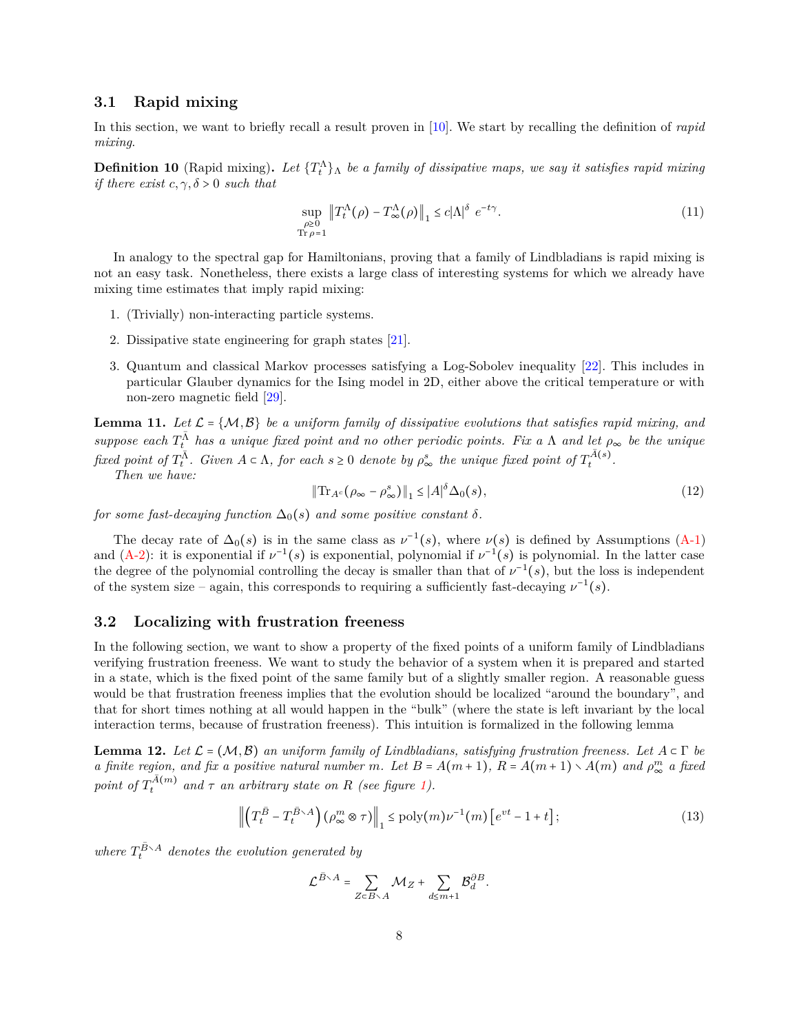### 3.1 Rapid mixing

In this section, we want to briefly recall a result proven in [10]. We start by recalling the definition of *rapid mixing*.

**Definition 10** (Rapid mixing)**.** *Let $\{T_t^\Lambda\}_\Lambda$ be a family of dissipative maps, we say it satisfies rapid mixing if there exist $c, \gamma, \delta > 0$ such that*

$$\sup_{\substack{\rho \geq 0 \\ \operatorname{Tr}\rho = 1}} \left\| T_t^\Lambda(\rho) - T_\infty^\Lambda(\rho) \right\|_1 \leq c|\Lambda|^\delta \; e^{-t\gamma}. \tag{11}$$

In analogy to the spectral gap for Hamiltonians, proving that a family of Lindbladians is rapid mixing is not an easy task. Nonetheless, there exists a large class of interesting systems for which we already have mixing time estimates that imply rapid mixing:

1. (Trivially) non-interacting particle systems.
2. Dissipative state engineering for graph states [21].
3. Quantum and classical Markov processes satisfying a Log-Sobolev inequality [22]. This includes in particular Glauber dynamics for the Ising model in 2D, either above the critical temperature or with non-zero magnetic field [29].

**Lemma 11.** *Let $\mathcal{L} = \{\mathcal{M}, \mathcal{B}\}$ be a uniform family of dissipative evolutions that satisfies rapid mixing, and suppose each $T_t^{\bar\Lambda}$ has a unique fixed point and no other periodic points. Fix a $\Lambda$ and let $\rho_\infty$ be the unique fixed point of $T_t^{\bar\Lambda}$. Given $A \subset \Lambda$, for each $s \geq 0$ denote by $\rho_\infty^s$ the unique fixed point of $T_t^{\bar A(s)}$.*

*Then we have:*

$$\|\operatorname{Tr}_{A^c}(\rho_\infty - \rho_\infty^s)\|_1 \leq |A|^\delta \Delta_0(s), \tag{12}$$

*for some fast-decaying function $\Delta_0(s)$ and some positive constant $\delta$.*

The decay rate of $\Delta_0(s)$ is in the same class as $\nu^{-1}(s)$, where $\nu(s)$ is defined by Assumptions (A-1) and (A-2): it is exponential if $\nu^{-1}(s)$ is exponential, polynomial if $\nu^{-1}(s)$ is polynomial. In the latter case the degree of the polynomial controlling the decay is smaller than that of $\nu^{-1}(s)$, but the loss is independent of the system size – again, this corresponds to requiring a sufficiently fast-decaying $\nu^{-1}(s)$.

### 3.2 Localizing with frustration freeness

In the following section, we want to show a property of the fixed points of a uniform family of Lindbladians verifying frustration freeness. We want to study the behavior of a system when it is prepared and started in a state, which is the fixed point of the same family but of a slightly smaller region. A reasonable guess would be that frustration freeness implies that the evolution should be localized "around the boundary", and that for short times nothing at all would happen in the "bulk" (where the state is left invariant by the local interaction terms, because of frustration freeness). This intuition is formalized in the following lemma

**Lemma 12.** *Let $\mathcal{L} = (\mathcal{M}, \mathcal{B})$ an uniform family of Lindbladians, satisfying frustration freeness. Let $A \subset \Gamma$ be a finite region, and fix a positive natural number $m$. Let $B = A(m+1)$, $R = A(m+1) \setminus A(m)$ and $\rho_\infty^m$ a fixed point of $T_t^{\bar A(m)}$ and $\tau$ an arbitrary state on $R$ (see figure 1).*

$$\left\| \left( T_t^{\bar B} - T_t^{\bar B \setminus A} \right) (\rho_\infty^m \otimes \tau) \right\|_1 \leq \operatorname{poly}(m)\nu^{-1}(m)\left[e^{vt} - 1 + t\right]; \tag{13}$$

*where $T_t^{\bar B \setminus A}$ denotes the evolution generated by*

$$\mathcal{L}^{\bar B \setminus A} = \sum_{Z \subset B \setminus A} \mathcal{M}_Z + \sum_{d \leq m+1} \mathcal{B}_d^{\partial B}.$$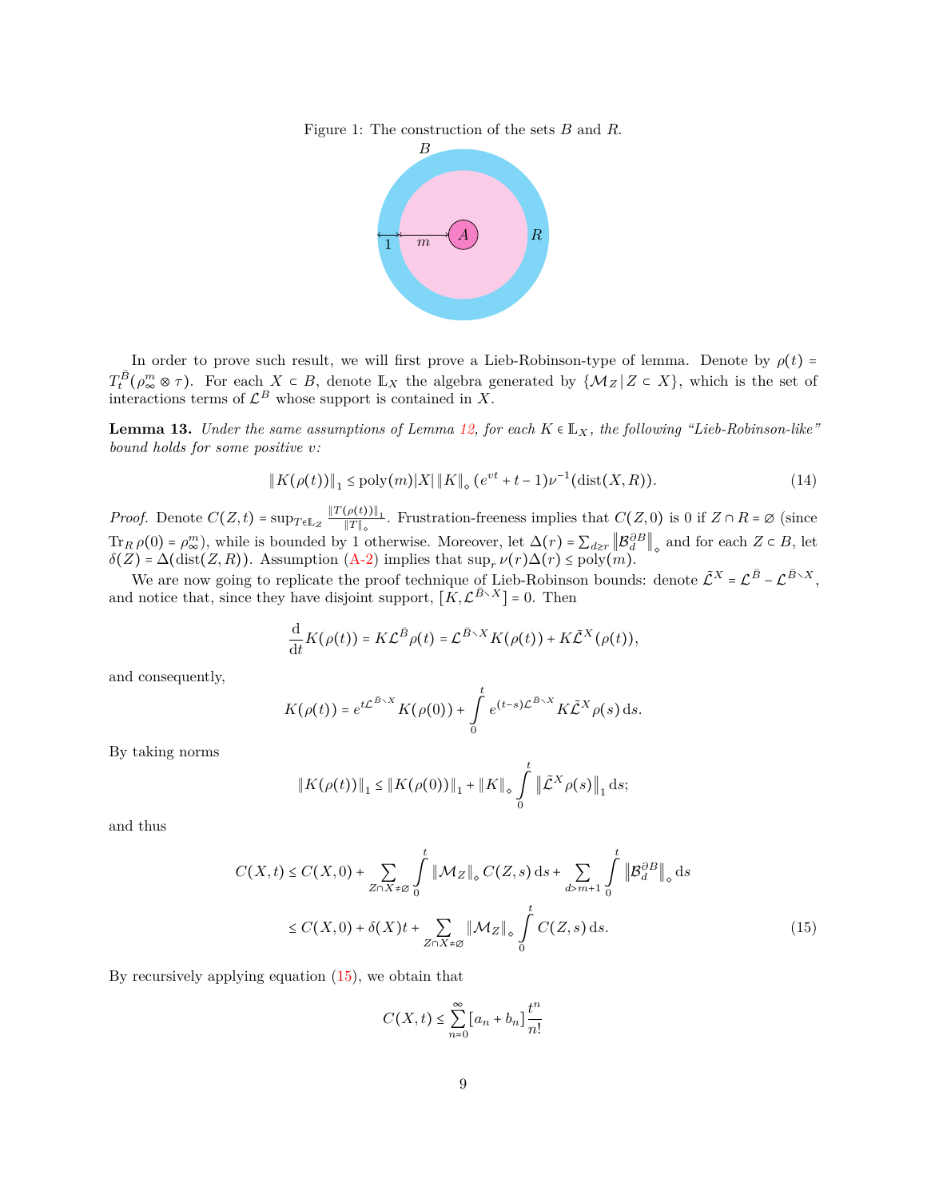Figure 1: The construction of the sets $B$ and $R$.

In order to prove such result, we will first prove a Lieb-Robinson-type of lemma. Denote by $\rho(t) = T_t^{\bar{B}}(\rho_\infty^m \otimes \tau)$. For each $X \subset B$, denote $\mathbb{L}_X$ the algebra generated by $\{\mathcal{M}_Z \,|\, Z \subset X\}$, which is the set of interactions terms of $\mathcal{L}^B$ whose support is contained in $X$.

**Lemma 13.** *Under the same assumptions of Lemma 12, for each $K \in \mathbb{L}_X$, the following "Lieb-Robinson-like" bound holds for some positive $v$:*

$$\|K(\rho(t))\|_1 \leq \operatorname{poly}(m)|X| \, \|K\|_\diamond \, (e^{vt} + t - 1)\nu^{-1}(\operatorname{dist}(X, R)). \tag{14}$$

*Proof.* Denote $C(Z,t) = \sup_{T \in \mathbb{L}_Z} \frac{\|T(\rho(t))\|_1}{\|T\|_\diamond}$. Frustration-freeness implies that $C(Z,0)$ is 0 if $Z \cap R = \varnothing$ (since $\operatorname{Tr}_R \rho(0) = \rho_\infty^m$), while is bounded by 1 otherwise. Moreover, let $\Delta(r) = \sum_{d \geq r} \left\|\mathcal{B}_d^{\partial B}\right\|_\diamond$ and for each $Z \subset B$, let $\delta(Z) = \Delta(\operatorname{dist}(Z,R))$. Assumption (A-2) implies that $\sup_r \nu(r)\Delta(r) \leq \operatorname{poly}(m)$.

We are now going to replicate the proof technique of Lieb-Robinson bounds: denote $\tilde{\mathcal{L}}^X = \mathcal{L}^{\bar{B}} - \mathcal{L}^{\bar{B} \setminus X}$, and notice that, since they have disjoint support, $[K, \mathcal{L}^{\bar{B} \setminus X}] = 0$. Then

$$\frac{\mathrm{d}}{\mathrm{d}t} K(\rho(t)) = K \mathcal{L}^{\bar{B}} \rho(t) = \mathcal{L}^{\bar{B} \setminus X} K(\rho(t)) + K \tilde{\mathcal{L}}^X(\rho(t)),$$

and consequently,

$$K(\rho(t)) = e^{t\mathcal{L}^{\bar{B} \setminus X}} K(\rho(0)) + \int_0^t e^{(t-s)\mathcal{L}^{\bar{B} \setminus X}} K \tilde{\mathcal{L}}^X \rho(s) \, \mathrm{d}s.$$

By taking norms

$$\|K(\rho(t))\|_1 \leq \|K(\rho(0))\|_1 + \|K\|_\diamond \int_0^t \left\|\tilde{\mathcal{L}}^X \rho(s)\right\|_1 \mathrm{d}s;$$

and thus

$$\begin{aligned}
C(X,t) &\leq C(X,0) + \sum_{Z \cap X \neq \varnothing} \int_0^t \|\mathcal{M}_Z\|_\diamond \, C(Z,s) \, \mathrm{d}s + \sum_{d > m+1} \int_0^t \left\|\mathcal{B}_d^{\partial B}\right\|_\diamond \mathrm{d}s \\
&\leq C(X,0) + \delta(X) t + \sum_{Z \cap X \neq \varnothing} \|\mathcal{M}_Z\|_\diamond \int_0^t C(Z,s) \, \mathrm{d}s.
\end{aligned} \tag{15}$$

By recursively applying equation (15), we obtain that

$$C(X,t) \leq \sum_{n=0}^\infty [a_n + b_n] \frac{t^n}{n!}$$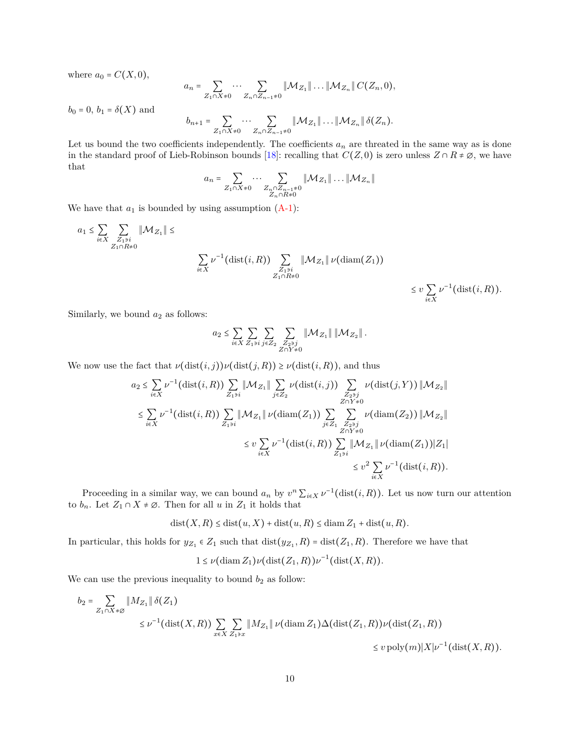where $a_0 = C(X,0)$,

$$a_n = \sum_{Z_1 \cap X \neq 0} \cdots \sum_{Z_n \cap Z_{n-1} \neq 0} \|\mathcal{M}_{Z_1}\| \dots \|\mathcal{M}_{Z_n}\| \, C(Z_n, 0),$$

$b_0 = 0$, $b_1 = \delta(X)$ and

$$b_{n+1} = \sum_{Z_1 \cap X \neq 0} \cdots \sum_{Z_n \cap Z_{n-1} \neq 0} \|\mathcal{M}_{Z_1}\| \dots \|\mathcal{M}_{Z_n}\| \, \delta(Z_n).$$

Let us bound the two coefficients independently. The coefficients $a_n$ are threated in the same way as is done in the standard proof of Lieb-Robinson bounds [18]: recalling that $C(Z,0)$ is zero unless $Z \cap R \neq \varnothing$, we have that

$$a_n = \sum_{Z_1 \cap X \neq 0} \cdots \sum_{\substack{Z_n \cap Z_{n-1} \neq 0 \\ Z_n \cap R \neq 0}} \|\mathcal{M}_{Z_1}\| \dots \|\mathcal{M}_{Z_n}\|$$

We have that $a_1$ is bounded by using assumption (A-1):

$$a_1 \leq \sum_{i \in X} \sum_{\substack{Z_1 \ni i \\ Z_1 \cap R \neq 0}} \|\mathcal{M}_{Z_1}\| \leq$$

$$\sum_{i \in X} \nu^{-1}(\operatorname{dist}(i,R)) \sum_{\substack{Z_1 \ni i \\ Z_1 \cap R \neq 0}} \|\mathcal{M}_{Z_1}\| \, \nu(\operatorname{diam}(Z_1))$$

$$\leq v \sum_{i \in X} \nu^{-1}(\operatorname{dist}(i,R)).$$

Similarly, we bound $a_2$ as follows:

$$a_2 \leq \sum_{i \in X} \sum_{Z_1 \ni i} \sum_{j \in Z_2} \sum_{\substack{Z_2 \ni j \\ Z \cap Y \neq 0}} \|\mathcal{M}_{Z_1}\| \, \|\mathcal{M}_{Z_2}\| \, .$$

We now use the fact that $\nu(\operatorname{dist}(i,j))\nu(\operatorname{dist}(j,R)) \geq \nu(\operatorname{dist}(i,R))$, and thus

$$\begin{aligned}
a_2 &\leq \sum_{i \in X} \nu^{-1}(\operatorname{dist}(i,R)) \sum_{Z_1 \ni i} \|\mathcal{M}_{Z_1}\| \sum_{j \in Z_2} \nu(\operatorname{dist}(i,j)) \sum_{\substack{Z_2 \ni j \\ Z \cap Y \neq 0}} \nu(\operatorname{dist}(j,Y)) \, \|\mathcal{M}_{Z_2}\| \\
&\leq \sum_{i \in X} \nu^{-1}(\operatorname{dist}(i,R)) \sum_{Z_1 \ni i} \|\mathcal{M}_{Z_1}\| \, \nu(\operatorname{diam}(Z_1)) \sum_{j \in Z_1} \sum_{\substack{Z_2 \ni j \\ Z \cap Y \neq 0}} \nu(\operatorname{diam}(Z_2)) \, \|\mathcal{M}_{Z_2}\| \\
&\leq v \sum_{i \in X} \nu^{-1}(\operatorname{dist}(i,R)) \sum_{Z_1 \ni i} \|\mathcal{M}_{Z_1}\| \, \nu(\operatorname{diam}(Z_1)) |Z_1| \\
&\leq v^2 \sum_{i \in X} \nu^{-1}(\operatorname{dist}(i,R)).
\end{aligned}$$

Proceeding in a similar way, we can bound $a_n$ by $v^n \sum_{i \in X} \nu^{-1}(\operatorname{dist}(i,R))$. Let us now turn our attention to $b_n$. Let $Z_1 \cap X \neq \varnothing$. Then for all $u$ in $Z_1$ it holds that

$$\operatorname{dist}(X,R) \leq \operatorname{dist}(u,X) + \operatorname{dist}(u,R) \leq \operatorname{diam} Z_1 + \operatorname{dist}(u,R).$$

In particular, this holds for $y_{Z_1} \in Z_1$ such that $\operatorname{dist}(y_{Z_1}, R) = \operatorname{dist}(Z_1, R)$. Therefore we have that

$$1 \leq \nu(\operatorname{diam} Z_1)\nu(\operatorname{dist}(Z_1,R))\nu^{-1}(\operatorname{dist}(X,R)).$$

We can use the previous inequality to bound $b_2$ as follow:

$$\begin{aligned}
b_2 &= \sum_{Z_1 \cap X \neq \varnothing} \|M_{Z_1}\| \, \delta(Z_1) \\
&\leq \nu^{-1}(\operatorname{dist}(X,R)) \sum_{x \in X} \sum_{Z_1 \ni x} \|M_{Z_1}\| \, \nu(\operatorname{diam} Z_1) \Delta(\operatorname{dist}(Z_1,R)) \nu(\operatorname{dist}(Z_1,R)) \\
&\leq v \operatorname{poly}(m) |X| \nu^{-1}(\operatorname{dist}(X,R)).
\end{aligned}$$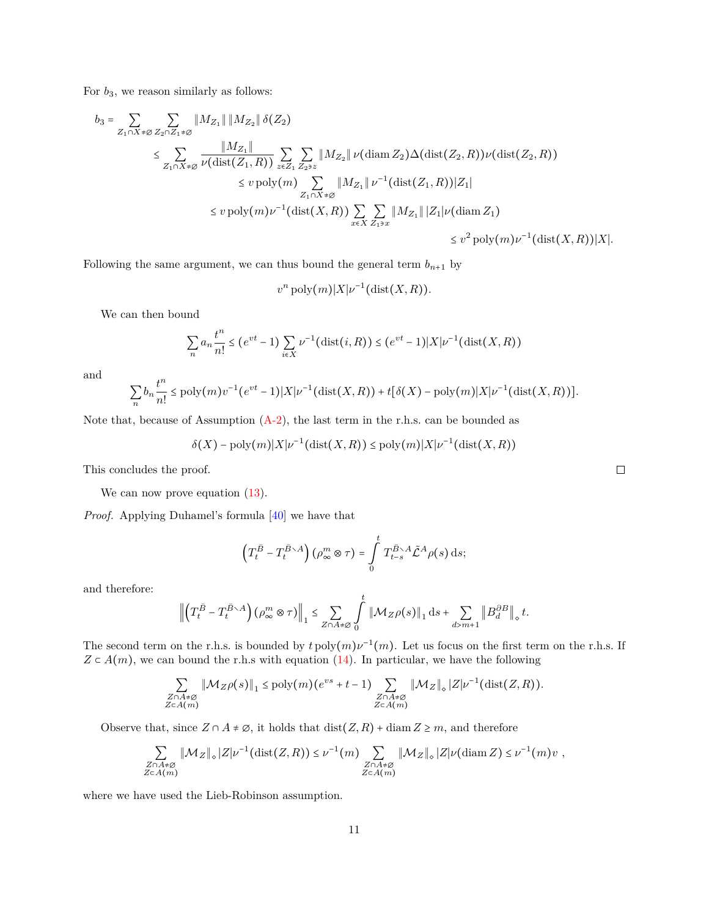For $b_3$, we reason similarly as follows:

$$
\begin{aligned}
b_3 = \sum_{Z_1 \cap X \neq \varnothing} \sum_{Z_2 \cap Z_1 \neq \varnothing} \|M_{Z_1}\| \, \|M_{Z_2}\| \, \delta(Z_2) \\
\leq \sum_{Z_1 \cap X \neq \varnothing} \frac{\|M_{Z_1}\|}{\nu(\operatorname{dist}(Z_1, R))} \sum_{z \in Z_1} \sum_{Z_2 \ni z} \|M_{Z_2}\| \, \nu(\operatorname{diam} Z_2) \Delta(\operatorname{dist}(Z_2, R)) \nu(\operatorname{dist}(Z_2, R)) \\
\leq v \operatorname{poly}(m) \sum_{Z_1 \cap X \neq \varnothing} \|M_{Z_1}\| \, \nu^{-1}(\operatorname{dist}(Z_1, R)) |Z_1| \\
\leq v \operatorname{poly}(m) \nu^{-1}(\operatorname{dist}(X, R)) \sum_{x \in X} \sum_{Z_1 \ni x} \|M_{Z_1}\| \, |Z_1| \nu(\operatorname{diam} Z_1) \\
\leq v^2 \operatorname{poly}(m) \nu^{-1}(\operatorname{dist}(X, R)) |X|.
\end{aligned}
$$

Following the same argument, we can thus bound the general term $b_{n+1}$ by

$$
v^n \operatorname{poly}(m) |X| \nu^{-1}(\operatorname{dist}(X, R)).
$$

We can then bound

$$
\sum_n a_n \frac{t^n}{n!} \leq (e^{vt} - 1) \sum_{i \in X} \nu^{-1}(\operatorname{dist}(i, R)) \leq (e^{vt} - 1) |X| \nu^{-1}(\operatorname{dist}(X, R))
$$

and

$$
\sum_n b_n \frac{t^n}{n!} \leq \operatorname{poly}(m) v^{-1} (e^{vt} - 1) |X| \nu^{-1}(\operatorname{dist}(X, R)) + t[\delta(X) - \operatorname{poly}(m) |X| \nu^{-1}(\operatorname{dist}(X, R))].
$$

Note that, because of Assumption (A-2), the last term in the r.h.s. can be bounded as

$$
\delta(X) - \operatorname{poly}(m) |X| \nu^{-1}(\operatorname{dist}(X, R)) \leq \operatorname{poly}(m) |X| \nu^{-1}(\operatorname{dist}(X, R))
$$

This concludes the proof. $\square$

We can now prove equation (13).

*Proof.* Applying Duhamel's formula [40] we have that

$$
\left( T_t^{\bar{B}} - T_t^{\bar{B} \setminus A} \right) (\rho_\infty^m \otimes \tau) = \int_0^t T_{t-s}^{\bar{B} \setminus A} \tilde{\mathcal{L}}^A \rho(s) \, \mathrm{d}s;
$$

and therefore:

$$
\left\| \left( T_t^{\bar{B}} - T_t^{\bar{B} \setminus A} \right) (\rho_\infty^m \otimes \tau) \right\|_1 \leq \sum_{Z \cap A \neq \varnothing} \int_0^t \|\mathcal{M}_Z \rho(s)\|_1 \, \mathrm{d}s + \sum_{d > m+1} \left\| B_d^{\partial B} \right\|_\diamond t.
$$

The second term on the r.h.s. is bounded by $t \operatorname{poly}(m) \nu^{-1}(m)$. Let us focus on the first term on the r.h.s. If $Z \subset A(m)$, we can bound the r.h.s with equation (14). In particular, we have the following

$$
\sum_{\substack{Z \cap A \neq \varnothing \\ Z \subset A(m)}} \|\mathcal{M}_Z \rho(s)\|_1 \leq \operatorname{poly}(m) (e^{vs} + t - 1) \sum_{\substack{Z \cap A \neq \varnothing \\ Z \subset A(m)}} \|\mathcal{M}_Z\|_\diamond |Z| \nu^{-1}(\operatorname{dist}(Z, R)).
$$

Observe that, since $Z \cap A \neq \varnothing$, it holds that $\operatorname{dist}(Z, R) + \operatorname{diam} Z \geq m$, and therefore

$$
\sum_{\substack{Z \cap A \neq \varnothing \\ Z \subset A(m)}} \|\mathcal{M}_Z\|_\diamond |Z| \nu^{-1}(\operatorname{dist}(Z, R)) \leq \nu^{-1}(m) \sum_{\substack{Z \cap A \neq \varnothing \\ Z \subset A(m)}} \|\mathcal{M}_Z\|_\diamond |Z| \nu(\operatorname{diam} Z) \leq \nu^{-1}(m) v \ ,
$$

where we have used the Lieb-Robinson assumption.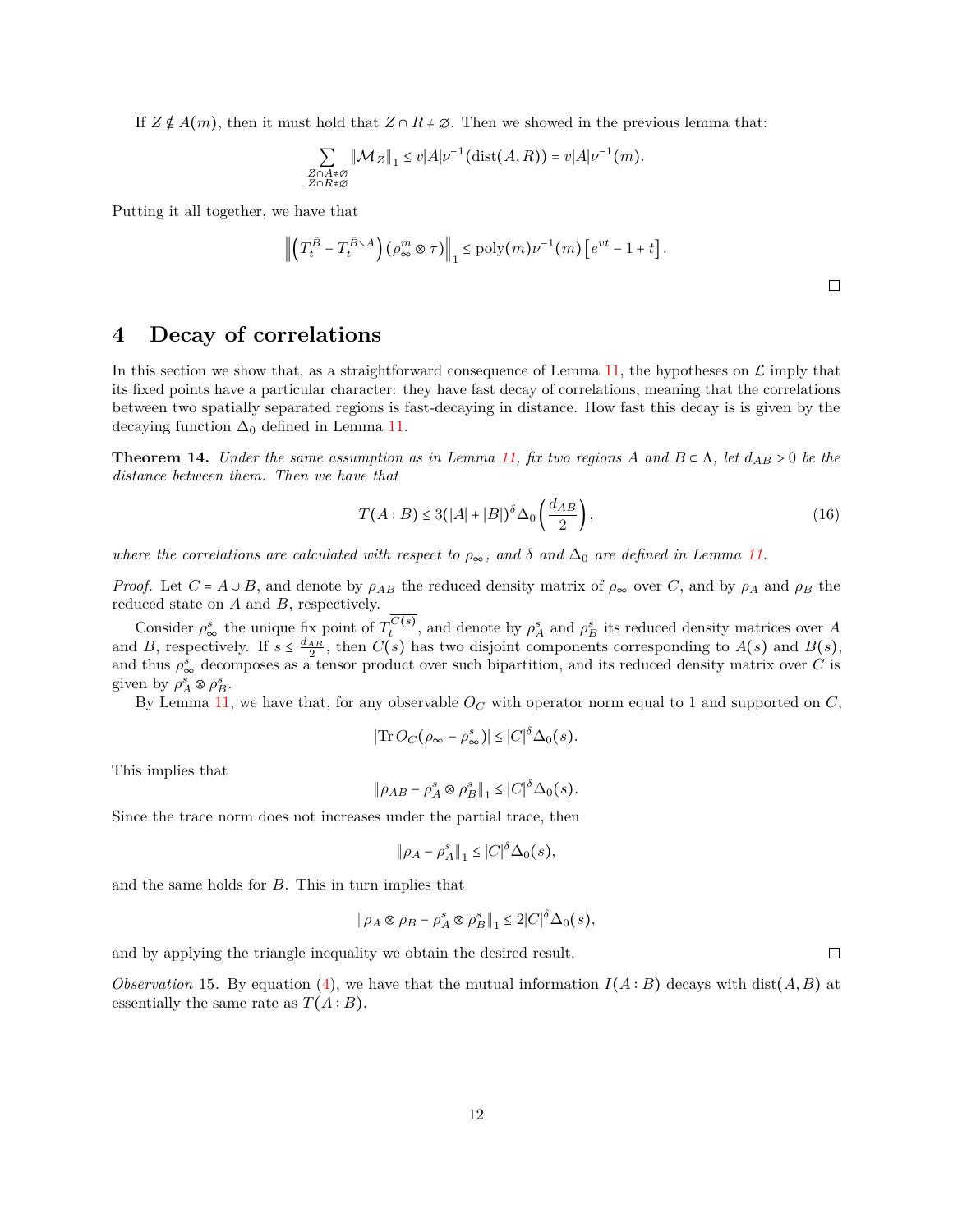If $Z \notin A(m)$, then it must hold that $Z \cap R \neq \varnothing$. Then we showed in the previous lemma that:

$$\sum_{\substack{Z \cap A \neq \varnothing \\ Z \cap R \neq \varnothing}} \|\mathcal{M}_Z\|_1 \leq v|A|\nu^{-1}(\operatorname{dist}(A,R)) = v|A|\nu^{-1}(m).$$

Putting it all together, we have that

$$\left\| \left( T_t^{\bar{B}} - T_t^{\bar{B} \smallsetminus A} \right) (\rho_\infty^m \otimes \tau) \right\|_1 \leq \operatorname{poly}(m)\nu^{-1}(m) \left[ e^{vt} - 1 + t \right].$$

□

# 4 Decay of correlations

In this section we show that, as a straightforward consequence of Lemma 11, the hypotheses on $\mathcal{L}$ imply that its fixed points have a particular character: they have fast decay of correlations, meaning that the correlations between two spatially separated regions is fast-decaying in distance. How fast this decay is is given by the decaying function $\Delta_0$ defined in Lemma 11.

**Theorem 14.** *Under the same assumption as in Lemma 11, fix two regions $A$ and $B \subset \Lambda$, let $d_{AB} > 0$ be the distance between them. Then we have that*

$$T(A:B) \leq 3(|A| + |B|)^\delta \Delta_0\left(\frac{d_{AB}}{2}\right), \tag{16}$$

*where the correlations are calculated with respect to $\rho_\infty$, and $\delta$ and $\Delta_0$ are defined in Lemma 11.*

*Proof.* Let $C = A \cup B$, and denote by $\rho_{AB}$ the reduced density matrix of $\rho_\infty$ over $C$, and by $\rho_A$ and $\rho_B$ the reduced state on $A$ and $B$, respectively.

Consider $\rho_\infty^s$ the unique fix point of $T_t^{\overline{C(s)}}$, and denote by $\rho_A^s$ and $\rho_B^s$ its reduced density matrices over $A$ and $B$, respectively. If $s \leq \frac{d_{AB}}{2}$, then $C(s)$ has two disjoint components corresponding to $A(s)$ and $B(s)$, and thus $\rho_\infty^s$ decomposes as a tensor product over such bipartition, and its reduced density matrix over $C$ is given by $\rho_A^s \otimes \rho_B^s$.

By Lemma 11, we have that, for any observable $O_C$ with operator norm equal to 1 and supported on $C$,

$$|\operatorname{Tr} O_C(\rho_\infty - \rho_\infty^s)| \leq |C|^\delta \Delta_0(s).$$

This implies that

$$\|\rho_{AB} - \rho_A^s \otimes \rho_B^s\|_1 \leq |C|^\delta \Delta_0(s).$$

Since the trace norm does not increases under the partial trace, then

$$\|\rho_A - \rho_A^s\|_1 \leq |C|^\delta \Delta_0(s),$$

and the same holds for $B$. This in turn implies that

$$\|\rho_A \otimes \rho_B - \rho_A^s \otimes \rho_B^s\|_1 \leq 2|C|^\delta \Delta_0(s),$$

and by applying the triangle inequality we obtain the desired result. □

*Observation* 15. By equation (4), we have that the mutual information $I(A:B)$ decays with $\operatorname{dist}(A,B)$ at essentially the same rate as $T(A:B)$.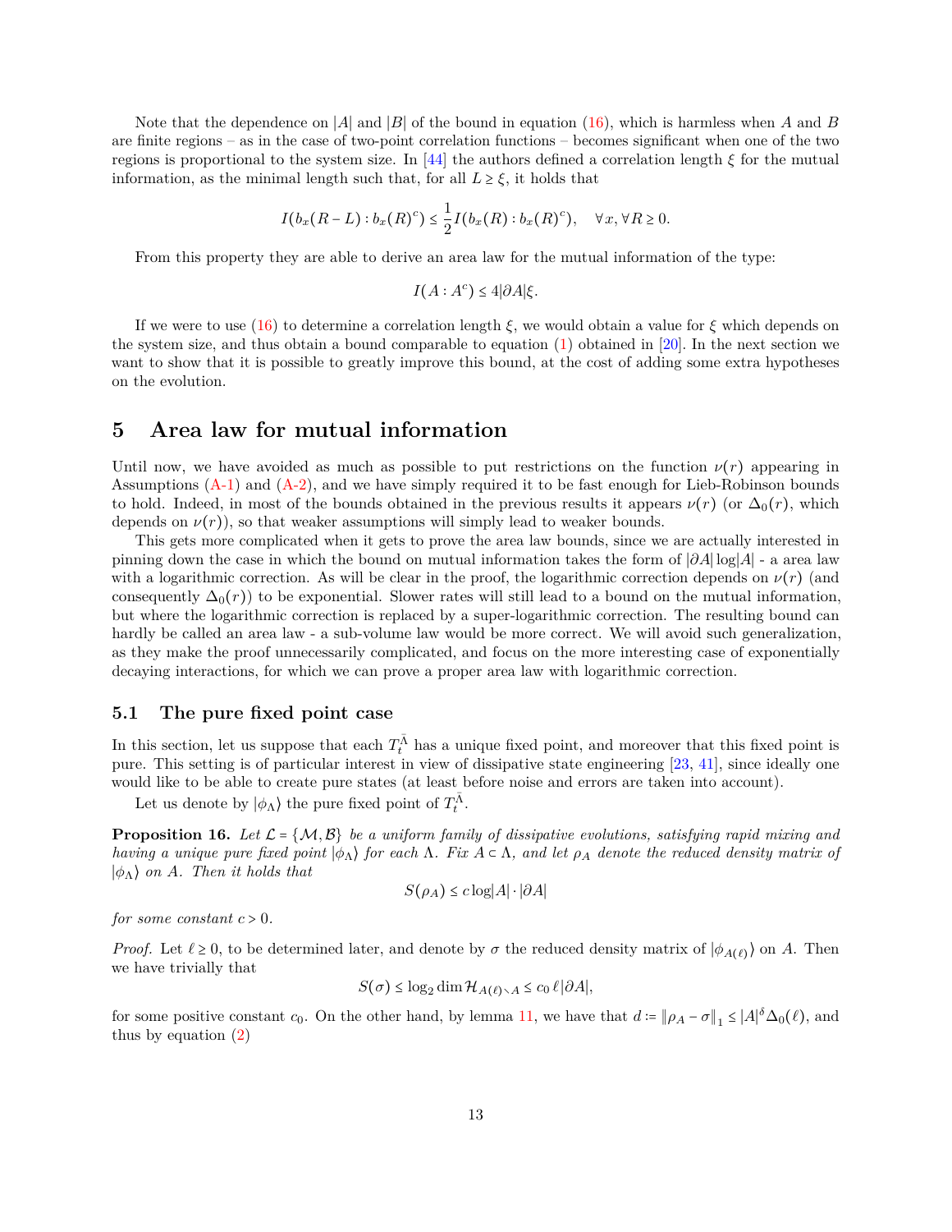Note that the dependence on $|A|$ and $|B|$ of the bound in equation (16), which is harmless when $A$ and $B$ are finite regions – as in the case of two-point correlation functions – becomes significant when one of the two regions is proportional to the system size. In [44] the authors defined a correlation length $\xi$ for the mutual information, as the minimal length such that, for all $L \geq \xi$, it holds that

$$I(b_x(R-L) : b_x(R)^c) \leq \frac{1}{2} I(b_x(R) : b_x(R)^c), \quad \forall x, \forall R \geq 0.$$

From this property they are able to derive an area law for the mutual information of the type:

$$I(A : A^c) \leq 4|\partial A|\xi.$$

If we were to use (16) to determine a correlation length $\xi$, we would obtain a value for $\xi$ which depends on the system size, and thus obtain a bound comparable to equation (1) obtained in [20]. In the next section we want to show that it is possible to greatly improve this bound, at the cost of adding some extra hypotheses on the evolution.

# 5 Area law for mutual information

Until now, we have avoided as much as possible to put restrictions on the function $\nu(r)$ appearing in Assumptions (A-1) and (A-2), and we have simply required it to be fast enough for Lieb-Robinson bounds to hold. Indeed, in most of the bounds obtained in the previous results it appears $\nu(r)$ (or $\Delta_0(r)$, which depends on $\nu(r)$), so that weaker assumptions will simply lead to weaker bounds.

This gets more complicated when it gets to prove the area law bounds, since we are actually interested in pinning down the case in which the bound on mutual information takes the form of $|\partial A| \log|A|$ - a area law with a logarithmic correction. As will be clear in the proof, the logarithmic correction depends on $\nu(r)$ (and consequently $\Delta_0(r)$) to be exponential. Slower rates will still lead to a bound on the mutual information, but where the logarithmic correction is replaced by a super-logarithmic correction. The resulting bound can hardly be called an area law - a sub-volume law would be more correct. We will avoid such generalization, as they make the proof unnecessarily complicated, and focus on the more interesting case of exponentially decaying interactions, for which we can prove a proper area law with logarithmic correction.

## 5.1 The pure fixed point case

In this section, let us suppose that each $T_t^{\bar{\Lambda}}$ has a unique fixed point, and moreover that this fixed point is pure. This setting is of particular interest in view of dissipative state engineering [23, 41], since ideally one would like to be able to create pure states (at least before noise and errors are taken into account).

Let us denote by $|\phi_\Lambda\rangle$ the pure fixed point of $T_t^{\bar{\Lambda}}$.

**Proposition 16.** *Let $\mathcal{L} = \{\mathcal{M}, \mathcal{B}\}$ be a uniform family of dissipative evolutions, satisfying rapid mixing and having a unique pure fixed point $|\phi_\Lambda\rangle$ for each $\Lambda$. Fix $A \subset \Lambda$, and let $\rho_A$ denote the reduced density matrix of $|\phi_\Lambda\rangle$ on $A$. Then it holds that*

$$S(\rho_A) \leq c \log|A| \cdot |\partial A|$$

*for some constant $c > 0$.*

*Proof.* Let $\ell \geq 0$, to be determined later, and denote by $\sigma$ the reduced density matrix of $|\phi_{A(\ell)}\rangle$ on $A$. Then we have trivially that

$$S(\sigma) \leq \log_2 \dim \mathcal{H}_{A(\ell) \smallsetminus A} \leq c_0 \, \ell \, |\partial A|,$$

for some positive constant $c_0$. On the other hand, by lemma 11, we have that $d := \|\rho_A - \sigma\|_1 \leq |A|^\delta \Delta_0(\ell)$, and thus by equation (2)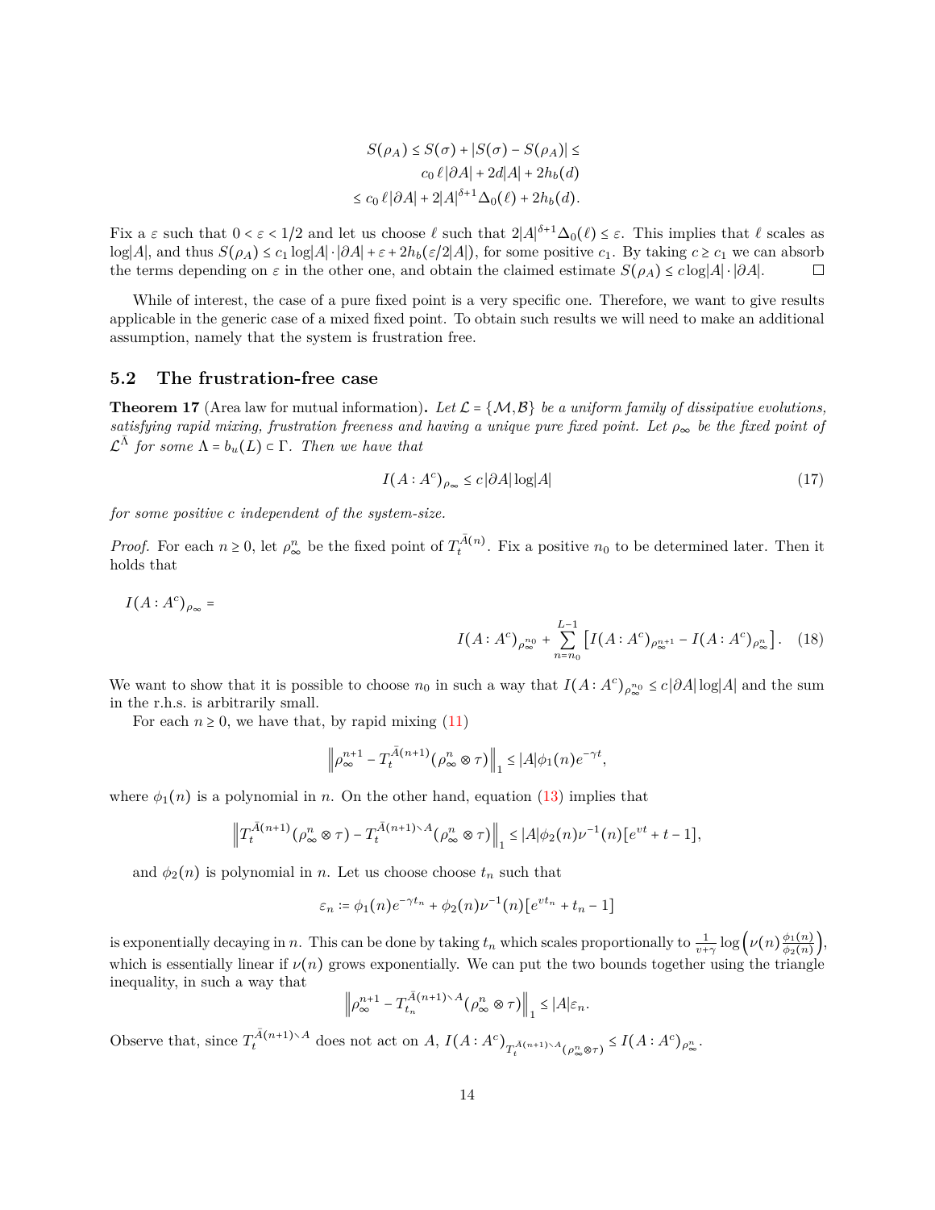$$
\begin{aligned}
S(\rho_A) \le S(\sigma) + |S(\sigma) - S(\rho_A)| \le \\
c_0\,\ell\,|\partial A| + 2d|A| + 2h_b(d) \\
\le c_0\,\ell\,|\partial A| + 2|A|^{\delta+1}\Delta_0(\ell) + 2h_b(d).
\end{aligned}
$$

Fix a $\varepsilon$ such that $0 < \varepsilon < 1/2$ and let us choose $\ell$ such that $2|A|^{\delta+1}\Delta_0(\ell) \le \varepsilon$. This implies that $\ell$ scales as $\log|A|$, and thus $S(\rho_A) \le c_1 \log|A| \cdot |\partial A| + \varepsilon + 2h_b(\varepsilon/2|A|)$, for some positive $c_1$. By taking $c \ge c_1$ we can absorb the terms depending on $\varepsilon$ in the other one, and obtain the claimed estimate $S(\rho_A) \le c \log|A| \cdot |\partial A|$. □

While of interest, the case of a pure fixed point is a very specific one. Therefore, we want to give results applicable in the generic case of a mixed fixed point. To obtain such results we will need to make an additional assumption, namely that the system is frustration free.

## 5.2 The frustration-free case

**Theorem 17** (Area law for mutual information). *Let $\mathcal{L} = \{\mathcal{M}, \mathcal{B}\}$ be a uniform family of dissipative evolutions, satisfying rapid mixing, frustration freeness and having a unique pure fixed point. Let $\rho_\infty$ be the fixed point of $\mathcal{L}^{\bar\Lambda}$ for some $\Lambda = b_u(L) \subset \Gamma$. Then we have that*

$$
I(A : A^c)_{\rho_\infty} \le c\,|\partial A| \log|A| \tag{17}
$$

*for some positive $c$ independent of the system-size.*

*Proof.* For each $n \ge 0$, let $\rho_\infty^n$ be the fixed point of $T_t^{\bar A(n)}$. Fix a positive $n_0$ to be determined later. Then it holds that

$$
I(A : A^c)_{\rho_\infty} = I(A : A^c)_{\rho_\infty^{n_0}} + \sum_{n=n_0}^{L-1} \left[ I(A : A^c)_{\rho_\infty^{n+1}} - I(A : A^c)_{\rho_\infty^n} \right]. \tag{18}
$$

We want to show that it is possible to choose $n_0$ in such a way that $I(A : A^c)_{\rho_\infty^{n_0}} \le c|\partial A| \log|A|$ and the sum in the r.h.s. is arbitrarily small.

For each $n \ge 0$, we have that, by rapid mixing (11)

$$
\left\| \rho_\infty^{n+1} - T_t^{\bar A(n+1)}(\rho_\infty^n \otimes \tau) \right\|_1 \le |A| \phi_1(n) e^{-\gamma t},
$$

where $\phi_1(n)$ is a polynomial in $n$. On the other hand, equation (13) implies that

$$
\left\| T_t^{\bar A(n+1)}(\rho_\infty^n \otimes \tau) - T_t^{\bar A(n+1) \smallsetminus A}(\rho_\infty^n \otimes \tau) \right\|_1 \le |A| \phi_2(n) \nu^{-1}(n) [e^{vt} + t - 1],
$$

and $\phi_2(n)$ is polynomial in $n$. Let us choose choose $t_n$ such that

$$
\varepsilon_n := \phi_1(n) e^{-\gamma t_n} + \phi_2(n) \nu^{-1}(n) [e^{v t_n} + t_n - 1]
$$

is exponentially decaying in $n$. This can be done by taking $t_n$ which scales proportionally to $\frac{1}{v+\gamma} \log\left(\nu(n) \frac{\phi_1(n)}{\phi_2(n)}\right)$, which is essentially linear if $\nu(n)$ grows exponentially. We can put the two bounds together using the triangle inequality, in such a way that

$$
\left\| \rho_\infty^{n+1} - T_{t_n}^{\bar A(n+1) \smallsetminus A}(\rho_\infty^n \otimes \tau) \right\|_1 \le |A| \varepsilon_n.
$$

Observe that, since $T_t^{\bar A(n+1) \smallsetminus A}$ does not act on $A$, $I(A : A^c)_{T_t^{\bar A(n+1) \smallsetminus A}(\rho_\infty^n \otimes \tau)} \le I(A : A^c)_{\rho_\infty^n}$.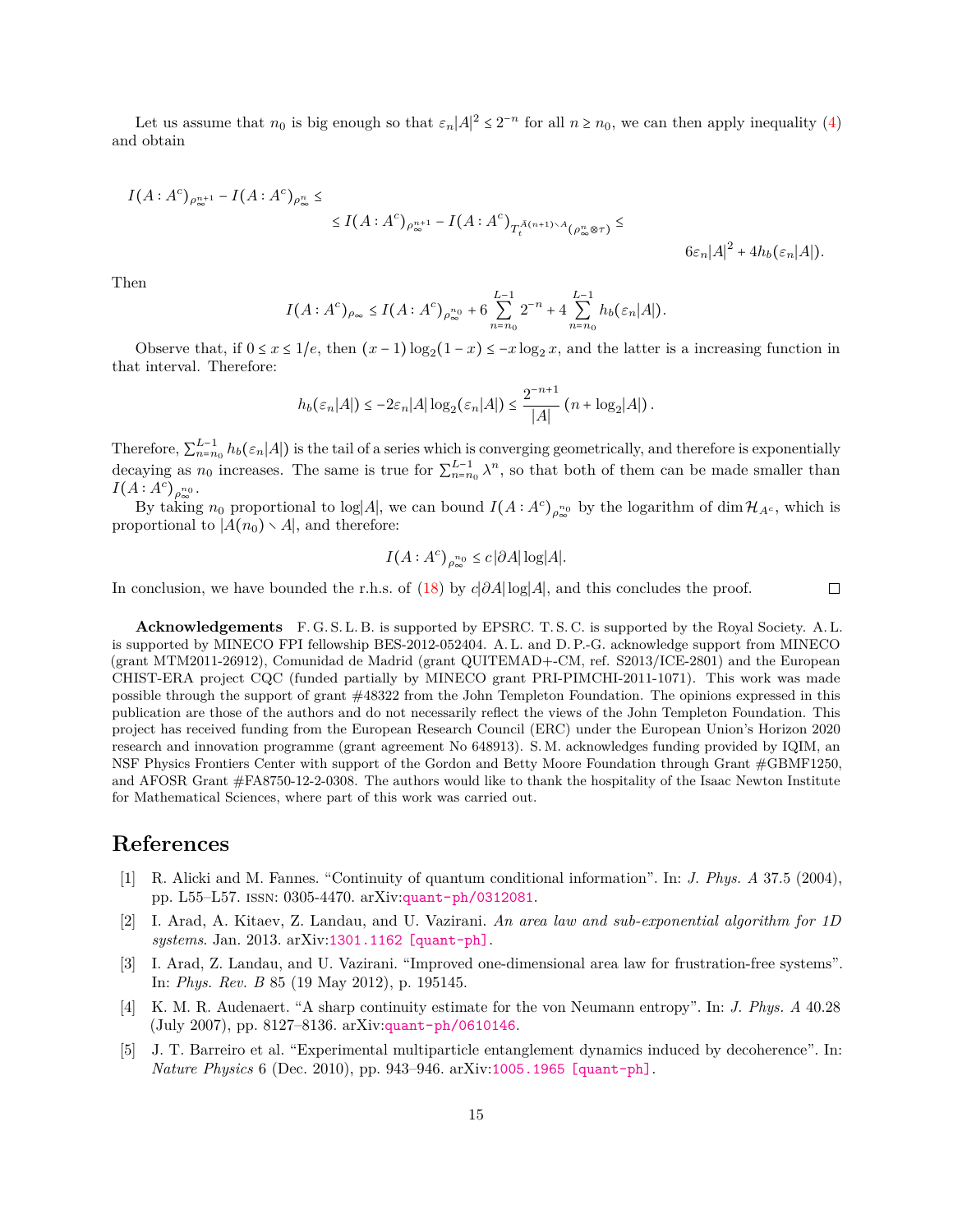Let us assume that $n_0$ is big enough so that $\varepsilon_n|A|^2 \le 2^{-n}$ for all $n \ge n_0$, we can then apply inequality (4) and obtain

$$
\begin{aligned}
I(A:A^c)_{\rho_\infty^{n+1}} - I(A:A^c)_{\rho_\infty^n} \le \\
\le I(A:A^c)_{\rho_\infty^{n+1}} - I(A:A^c)_{T_t^{\bar{A}(n+1)\smallsetminus A}(\rho_\infty^n \otimes \tau)} \le \\
6\varepsilon_n|A|^2 + 4h_b(\varepsilon_n|A|).
\end{aligned}
$$

Then

$$
I(A:A^c)_{\rho_\infty} \le I(A:A^c)_{\rho_\infty^{n_0}} + 6\sum_{n=n_0}^{L-1} 2^{-n} + 4\sum_{n=n_0}^{L-1} h_b(\varepsilon_n|A|).
$$

Observe that, if $0 \le x \le 1/e$, then $(x-1)\log_2(1-x) \le -x\log_2 x$, and the latter is a increasing function in that interval. Therefore:

$$
h_b(\varepsilon_n|A|) \le -2\varepsilon_n|A|\log_2(\varepsilon_n|A|) \le \frac{2^{-n+1}}{|A|}\left(n + \log_2|A|\right).
$$

Therefore, $\sum_{n=n_0}^{L-1} h_b(\varepsilon_n|A|)$ is the tail of a series which is converging geometrically, and therefore is exponentially decaying as $n_0$ increases. The same is true for $\sum_{n=n_0}^{L-1} \lambda^n$, so that both of them can be made smaller than $I(A:A^c)_{\rho_\infty^{n_0}}$.

By taking $n_0$ proportional to $\log|A|$, we can bound $I(A:A^c)_{\rho_\infty^{n_0}}$ by the logarithm of $\dim \mathcal{H}_{A^c}$, which is proportional to $|A(n_0) \smallsetminus A|$, and therefore:

$$
I(A:A^c)_{\rho_\infty^{n_0}} \le c\,|\partial A|\log|A|.
$$

In conclusion, we have bounded the r.h.s. of (18) by $c|\partial A|\log|A|$, and this concludes the proof. □

**Acknowledgements** F. G. S. L. B. is supported by EPSRC. T. S. C. is supported by the Royal Society. A. L. is supported by MINECO FPI fellowship BES-2012-052404. A. L. and D. P.-G. acknowledge support from MINECO (grant MTM2011-26912), Comunidad de Madrid (grant QUITEMAD+-CM, ref. S2013/ICE-2801) and the European CHIST-ERA project CQC (funded partially by MINECO grant PRI-PIMCHI-2011-1071). This work was made possible through the support of grant #48322 from the John Templeton Foundation. The opinions expressed in this publication are those of the authors and do not necessarily reflect the views of the John Templeton Foundation. This project has received funding from the European Research Council (ERC) under the European Union's Horizon 2020 research and innovation programme (grant agreement No 648913). S. M. acknowledges funding provided by IQIM, an NSF Physics Frontiers Center with support of the Gordon and Betty Moore Foundation through Grant #GBMF1250, and AFOSR Grant #FA8750-12-2-0308. The authors would like to thank the hospitality of the Isaac Newton Institute for Mathematical Sciences, where part of this work was carried out.

# References

[1] R. Alicki and M. Fannes. "Continuity of quantum conditional information". In: *J. Phys. A* 37.5 (2004), pp. L55–L57. ISSN: 0305-4470. arXiv:quant-ph/0312081.

[2] I. Arad, A. Kitaev, Z. Landau, and U. Vazirani. *An area law and sub-exponential algorithm for 1D systems*. Jan. 2013. arXiv:1301.1162 [quant-ph].

[3] I. Arad, Z. Landau, and U. Vazirani. "Improved one-dimensional area law for frustration-free systems". In: *Phys. Rev. B* 85 (19 May 2012), p. 195145.

[4] K. M. R. Audenaert. "A sharp continuity estimate for the von Neumann entropy". In: *J. Phys. A* 40.28 (July 2007), pp. 8127–8136. arXiv:quant-ph/0610146.

[5] J. T. Barreiro et al. "Experimental multiparticle entanglement dynamics induced by decoherence". In: *Nature Physics* 6 (Dec. 2010), pp. 943–946. arXiv:1005.1965 [quant-ph].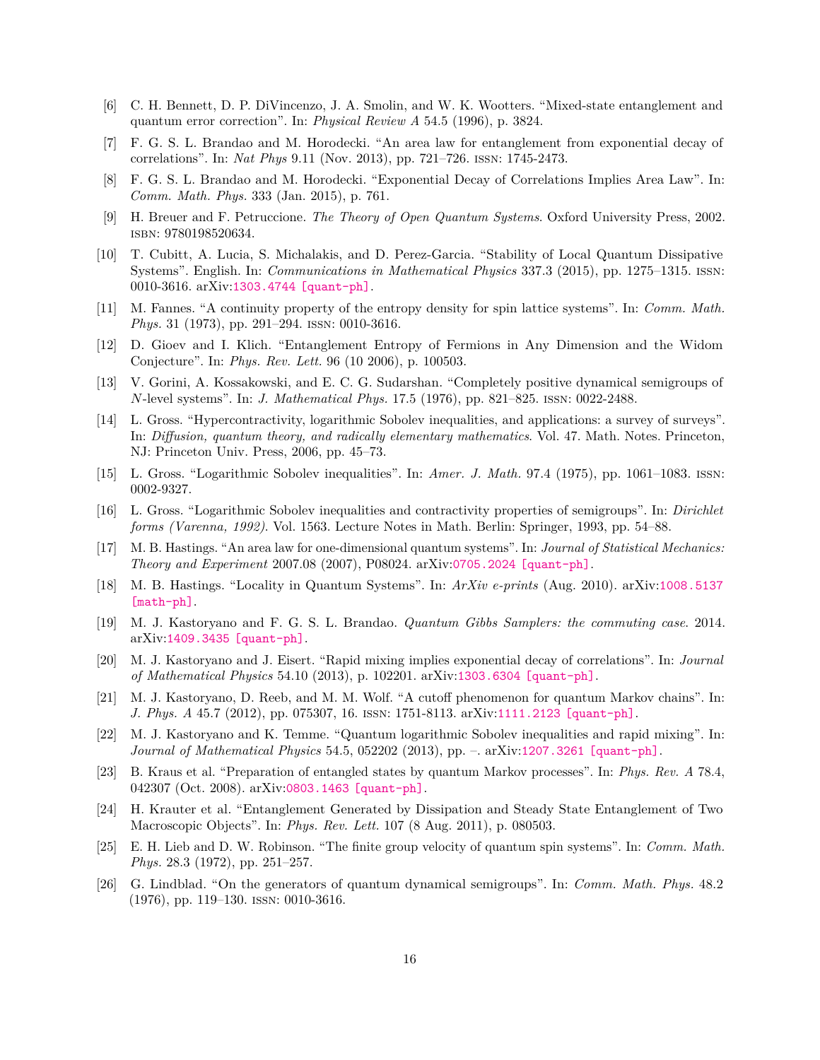[6] C. H. Bennett, D. P. DiVincenzo, J. A. Smolin, and W. K. Wootters. "Mixed-state entanglement and quantum error correction". In: *Physical Review A* 54.5 (1996), p. 3824.

[7] F. G. S. L. Brandao and M. Horodecki. "An area law for entanglement from exponential decay of correlations". In: *Nat Phys* 9.11 (Nov. 2013), pp. 721–726. ISSN: 1745-2473.

[8] F. G. S. L. Brandao and M. Horodecki. "Exponential Decay of Correlations Implies Area Law". In: *Comm. Math. Phys.* 333 (Jan. 2015), p. 761.

[9] H. Breuer and F. Petruccione. *The Theory of Open Quantum Systems*. Oxford University Press, 2002. ISBN: 9780198520634.

[10] T. Cubitt, A. Lucia, S. Michalakis, and D. Perez-Garcia. "Stability of Local Quantum Dissipative Systems". English. In: *Communications in Mathematical Physics* 337.3 (2015), pp. 1275–1315. ISSN: 0010-3616. arXiv:1303.4744 [quant-ph].

[11] M. Fannes. "A continuity property of the entropy density for spin lattice systems". In: *Comm. Math. Phys.* 31 (1973), pp. 291–294. ISSN: 0010-3616.

[12] D. Gioev and I. Klich. "Entanglement Entropy of Fermions in Any Dimension and the Widom Conjecture". In: *Phys. Rev. Lett.* 96 (10 2006), p. 100503.

[13] V. Gorini, A. Kossakowski, and E. C. G. Sudarshan. "Completely positive dynamical semigroups of $N$-level systems". In: *J. Mathematical Phys.* 17.5 (1976), pp. 821–825. ISSN: 0022-2488.

[14] L. Gross. "Hypercontractivity, logarithmic Sobolev inequalities, and applications: a survey of surveys". In: *Diffusion, quantum theory, and radically elementary mathematics*. Vol. 47. Math. Notes. Princeton, NJ: Princeton Univ. Press, 2006, pp. 45–73.

[15] L. Gross. "Logarithmic Sobolev inequalities". In: *Amer. J. Math.* 97.4 (1975), pp. 1061–1083. ISSN: 0002-9327.

[16] L. Gross. "Logarithmic Sobolev inequalities and contractivity properties of semigroups". In: *Dirichlet forms (Varenna, 1992)*. Vol. 1563. Lecture Notes in Math. Berlin: Springer, 1993, pp. 54–88.

[17] M. B. Hastings. "An area law for one-dimensional quantum systems". In: *Journal of Statistical Mechanics: Theory and Experiment* 2007.08 (2007), P08024. arXiv:0705.2024 [quant-ph].

[18] M. B. Hastings. "Locality in Quantum Systems". In: *ArXiv e-prints* (Aug. 2010). arXiv:1008.5137 [math-ph].

[19] M. J. Kastoryano and F. G. S. L. Brandao. *Quantum Gibbs Samplers: the commuting case*. 2014. arXiv:1409.3435 [quant-ph].

[20] M. J. Kastoryano and J. Eisert. "Rapid mixing implies exponential decay of correlations". In: *Journal of Mathematical Physics* 54.10 (2013), p. 102201. arXiv:1303.6304 [quant-ph].

[21] M. J. Kastoryano, D. Reeb, and M. M. Wolf. "A cutoff phenomenon for quantum Markov chains". In: *J. Phys. A* 45.7 (2012), pp. 075307, 16. ISSN: 1751-8113. arXiv:1111.2123 [quant-ph].

[22] M. J. Kastoryano and K. Temme. "Quantum logarithmic Sobolev inequalities and rapid mixing". In: *Journal of Mathematical Physics* 54.5, 052202 (2013), pp. –. arXiv:1207.3261 [quant-ph].

[23] B. Kraus et al. "Preparation of entangled states by quantum Markov processes". In: *Phys. Rev. A* 78.4, 042307 (Oct. 2008). arXiv:0803.1463 [quant-ph].

[24] H. Krauter et al. "Entanglement Generated by Dissipation and Steady State Entanglement of Two Macroscopic Objects". In: *Phys. Rev. Lett.* 107 (8 Aug. 2011), p. 080503.

[25] E. H. Lieb and D. W. Robinson. "The finite group velocity of quantum spin systems". In: *Comm. Math. Phys.* 28.3 (1972), pp. 251–257.

[26] G. Lindblad. "On the generators of quantum dynamical semigroups". In: *Comm. Math. Phys.* 48.2 (1976), pp. 119–130. ISSN: 0010-3616.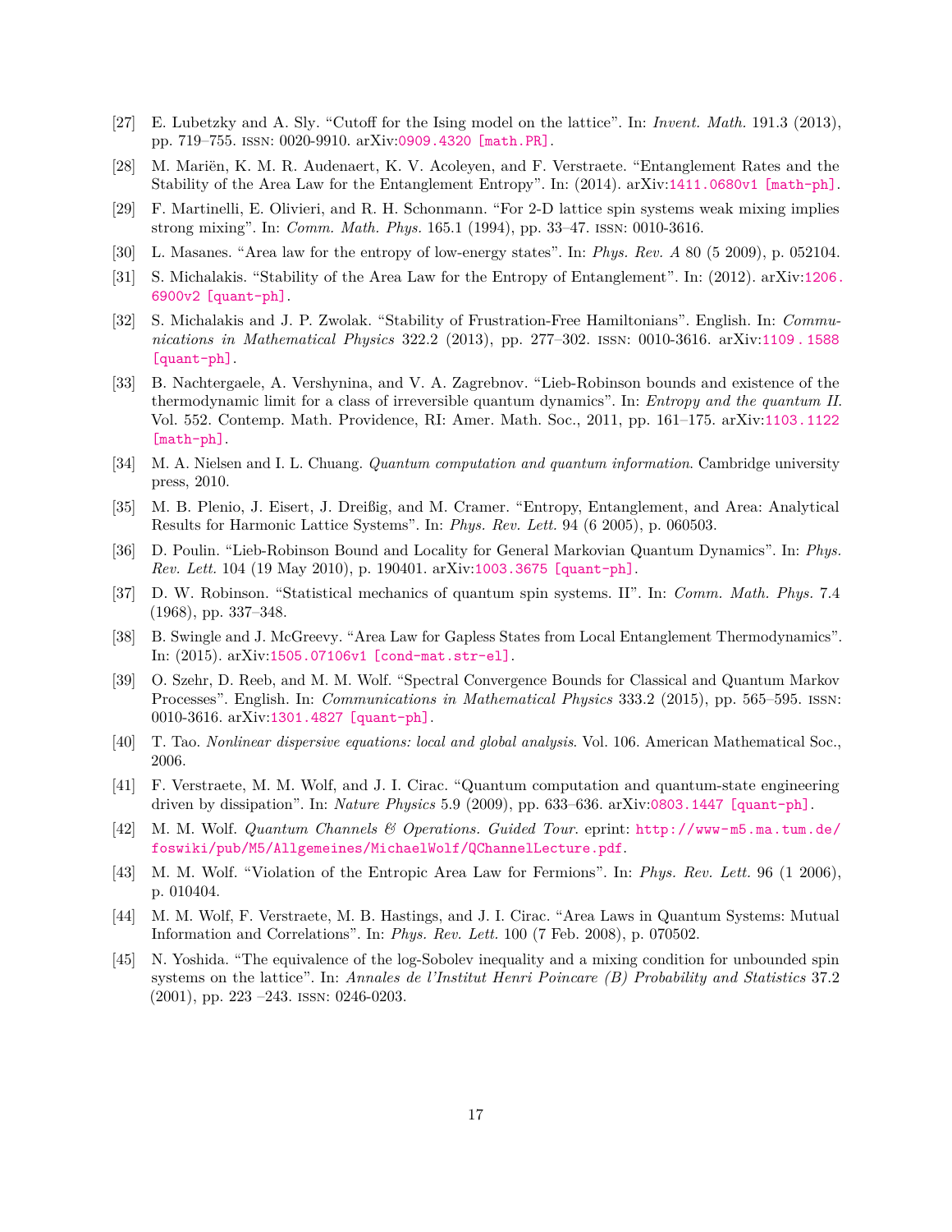[27] E. Lubetzky and A. Sly. "Cutoff for the Ising model on the lattice". In: *Invent. Math.* 191.3 (2013), pp. 719–755. ISSN: 0020-9910. arXiv:0909.4320 [math.PR].

[28] M. Mariën, K. M. R. Audenaert, K. V. Acoleyen, and F. Verstraete. "Entanglement Rates and the Stability of the Area Law for the Entanglement Entropy". In: (2014). arXiv:1411.0680v1 [math-ph].

[29] F. Martinelli, E. Olivieri, and R. H. Schonmann. "For 2-D lattice spin systems weak mixing implies strong mixing". In: *Comm. Math. Phys.* 165.1 (1994), pp. 33–47. ISSN: 0010-3616.

[30] L. Masanes. "Area law for the entropy of low-energy states". In: *Phys. Rev. A* 80 (5 2009), p. 052104.

[31] S. Michalakis. "Stability of the Area Law for the Entropy of Entanglement". In: (2012). arXiv:1206.6900v2 [quant-ph].

[32] S. Michalakis and J. P. Zwolak. "Stability of Frustration-Free Hamiltonians". English. In: *Communications in Mathematical Physics* 322.2 (2013), pp. 277–302. ISSN: 0010-3616. arXiv:1109.1588 [quant-ph].

[33] B. Nachtergaele, A. Vershynina, and V. A. Zagrebnov. "Lieb-Robinson bounds and existence of the thermodynamic limit for a class of irreversible quantum dynamics". In: *Entropy and the quantum II*. Vol. 552. Contemp. Math. Providence, RI: Amer. Math. Soc., 2011, pp. 161–175. arXiv:1103.1122 [math-ph].

[34] M. A. Nielsen and I. L. Chuang. *Quantum computation and quantum information*. Cambridge university press, 2010.

[35] M. B. Plenio, J. Eisert, J. Dreißig, and M. Cramer. "Entropy, Entanglement, and Area: Analytical Results for Harmonic Lattice Systems". In: *Phys. Rev. Lett.* 94 (6 2005), p. 060503.

[36] D. Poulin. "Lieb-Robinson Bound and Locality for General Markovian Quantum Dynamics". In: *Phys. Rev. Lett.* 104 (19 May 2010), p. 190401. arXiv:1003.3675 [quant-ph].

[37] D. W. Robinson. "Statistical mechanics of quantum spin systems. II". In: *Comm. Math. Phys.* 7.4 (1968), pp. 337–348.

[38] B. Swingle and J. McGreevy. "Area Law for Gapless States from Local Entanglement Thermodynamics". In: (2015). arXiv:1505.07106v1 [cond-mat.str-el].

[39] O. Szehr, D. Reeb, and M. M. Wolf. "Spectral Convergence Bounds for Classical and Quantum Markov Processes". English. In: *Communications in Mathematical Physics* 333.2 (2015), pp. 565–595. ISSN: 0010-3616. arXiv:1301.4827 [quant-ph].

[40] T. Tao. *Nonlinear dispersive equations: local and global analysis*. Vol. 106. American Mathematical Soc., 2006.

[41] F. Verstraete, M. M. Wolf, and J. I. Cirac. "Quantum computation and quantum-state engineering driven by dissipation". In: *Nature Physics* 5.9 (2009), pp. 633–636. arXiv:0803.1447 [quant-ph].

[42] M. M. Wolf. *Quantum Channels & Operations. Guided Tour.* eprint: http://www-m5.ma.tum.de/foswiki/pub/M5/Allgemeines/MichaelWolf/QChannelLecture.pdf.

[43] M. M. Wolf. "Violation of the Entropic Area Law for Fermions". In: *Phys. Rev. Lett.* 96 (1 2006), p. 010404.

[44] M. M. Wolf, F. Verstraete, M. B. Hastings, and J. I. Cirac. "Area Laws in Quantum Systems: Mutual Information and Correlations". In: *Phys. Rev. Lett.* 100 (7 Feb. 2008), p. 070502.

[45] N. Yoshida. "The equivalence of the log-Sobolev inequality and a mixing condition for unbounded spin systems on the lattice". In: *Annales de l'Institut Henri Poincare (B) Probability and Statistics* 37.2 (2001), pp. 223 –243. ISSN: 0246-0203.